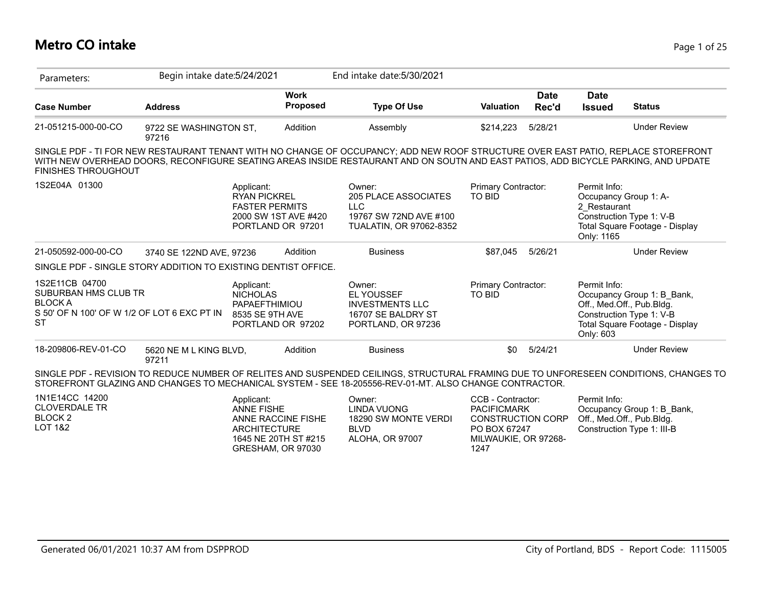# Metro CO intake

| Parameters: | Begin intake date:5/24/2021 | | End intake date:5/30/2021 | | | | |
|---|---|---|---|---|---|---|---|

| Case Number | Address | Work Proposed | Type Of Use | Valuation | Date Rec'd | Date Issued | Status |
|---|---|---|---|---|---|---|---|
| 21-051215-000-00-CO | 9722 SE WASHINGTON ST, 97216 | Addition | Assembly | $214,223 | 5/28/21 | | Under Review |

SINGLE PDF - TI FOR NEW RESTAURANT TENANT WITH NO CHANGE OF OCCUPANCY; ADD NEW ROOF STRUCTURE OVER EAST PATIO, REPLACE STOREFRONT WITH NEW OVERHEAD DOORS, RECONFIGURE SEATING AREAS INSIDE RESTAURANT AND ON SOUTN AND EAST PATIOS, ADD BICYCLE PARKING, AND UPDATE FINISHES THROUGHOUT

1S2E04A 01300

Applicant:
RYAN PICKREL
FASTER PERMITS
2000 SW 1ST AVE #420
PORTLAND OR 97201

Owner:
205 PLACE ASSOCIATES LLC
19767 SW 72ND AVE #100
TUALATIN, OR 97062-8352

Primary Contractor:
TO BID

Permit Info:
Occupancy Group 1: A-2_Restaurant
Construction Type 1: V-B
Total Square Footage - Display Only: 1165

| Case Number | Address | Work Proposed | Type Of Use | Valuation | Date Rec'd | Date Issued | Status |
|---|---|---|---|---|---|---|---|
| 21-050592-000-00-CO | 3740 SE 122ND AVE, 97236 | Addition | Business | $87,045 | 5/26/21 | | Under Review |

SINGLE PDF - SINGLE STORY ADDITION TO EXISTING DENTIST OFFICE.

1S2E11CB 04700
SUBURBAN HMS CLUB TR
BLOCK A
S 50' OF N 100' OF W 1/2 OF LOT 6 EXC PT IN ST

Applicant:
NICHOLAS PAPAEFTHIMIOU
8535 SE 9TH AVE
PORTLAND OR 97202

Owner:
EL YOUSSEF INVESTMENTS LLC
16707 SE BALDRY ST
PORTLAND, OR 97236

Primary Contractor:
TO BID

Permit Info:
Occupancy Group 1: B_Bank, Off., Med.Off., Pub.Bldg.
Construction Type 1: V-B
Total Square Footage - Display Only: 603

| Case Number | Address | Work Proposed | Type Of Use | Valuation | Date Rec'd | Date Issued | Status |
|---|---|---|---|---|---|---|---|
| 18-209806-REV-01-CO | 5620 NE M L KING BLVD, 97211 | Addition | Business | $0 | 5/24/21 | | Under Review |

SINGLE PDF - REVISION TO REDUCE NUMBER OF RELITES AND SUSPENDED CEILINGS, STRUCTURAL FRAMING DUE TO UNFORESEEN CONDITIONS, CHANGES TO STOREFRONT GLAZING AND CHANGES TO MECHANICAL SYSTEM - SEE 18-205556-REV-01-MT. ALSO CHANGE CONTRACTOR.

1N1E14CC 14200
CLOVERDALE TR
BLOCK 2
LOT 1&2

Applicant:
ANNE FISHE
ANNE RACCINE FISHE ARCHITECTURE
1645 NE 20TH ST #215
GRESHAM, OR 97030

Owner:
LINDA VUONG
18290 SW MONTE VERDI BLVD
ALOHA, OR 97007

CCB - Contractor:
PACIFICMARK CONSTRUCTION CORP
PO BOX 67247
MILWAUKIE, OR 97268-1247

Permit Info:
Occupancy Group 1: B_Bank, Off., Med.Off., Pub.Bldg.
Construction Type 1: III-B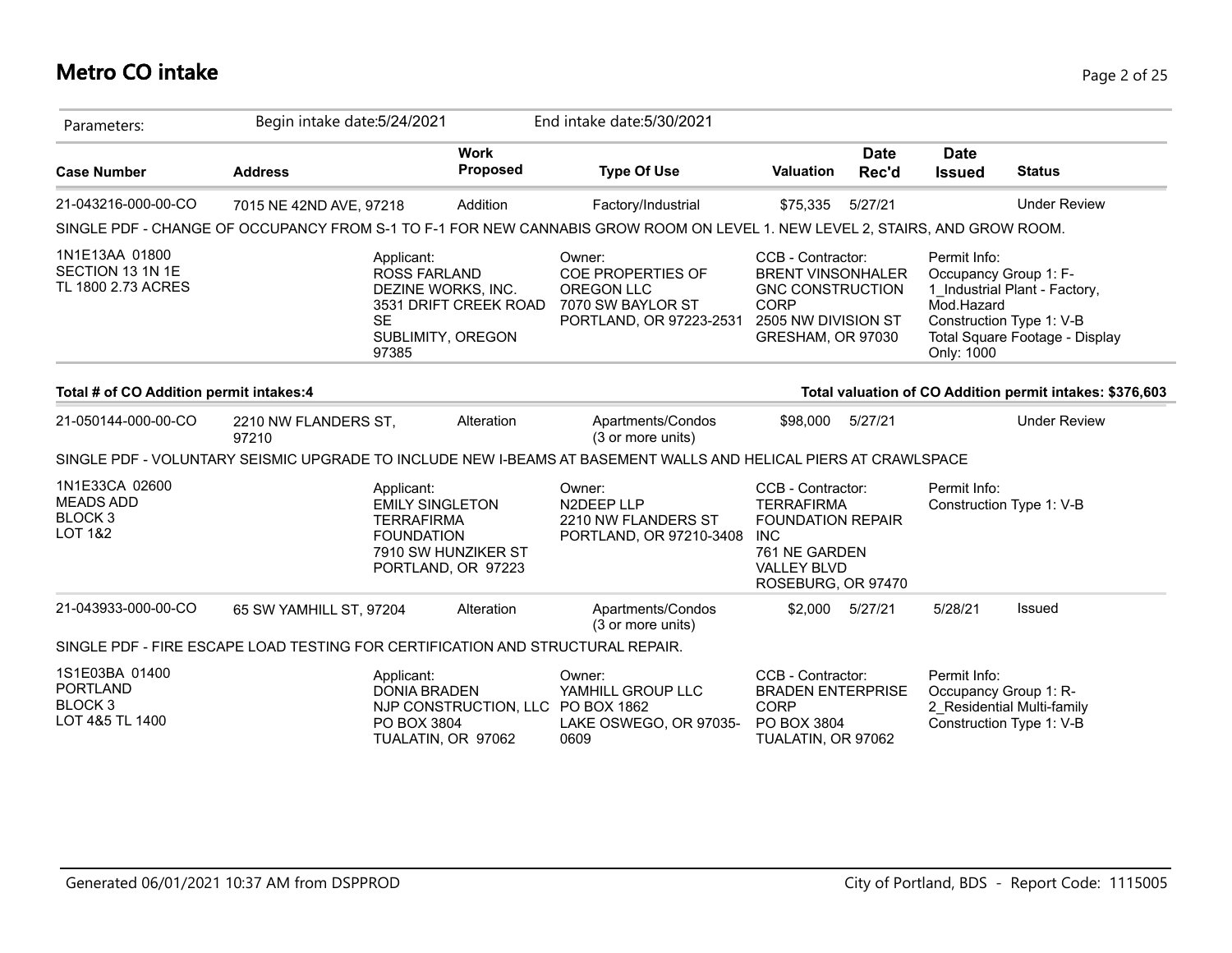# Metro CO intake

Parameters: Begin intake date:5/24/2021 End intake date:5/30/2021

| Case Number | Address | Work Proposed | Type Of Use | Valuation | Date Rec'd | Date Issued | Status |
|---|---|---|---|---|---|---|---|
| 21-043216-000-00-CO | 7015 NE 42ND AVE, 97218 | Addition | Factory/Industrial | $75,335 | 5/27/21 | | Under Review |

SINGLE PDF - CHANGE OF OCCUPANCY FROM S-1 TO F-1 FOR NEW CANNABIS GROW ROOM ON LEVEL 1. NEW LEVEL 2, STAIRS, AND GROW ROOM.

1N1E13AA 01800
SECTION 13 1N 1E
TL 1800 2.73 ACRES

Applicant:
ROSS FARLAND
DEZINE WORKS, INC.
3531 DRIFT CREEK ROAD SE
SUBLIMITY, OREGON 97385

Owner:
COE PROPERTIES OF OREGON LLC
7070 SW BAYLOR ST
PORTLAND, OR 97223-2531

CCB - Contractor:
BRENT VINSONHALER
GNC CONSTRUCTION CORP
2505 NW DIVISION ST
GRESHAM, OR 97030

Permit Info:
Occupancy Group 1: F-1_Industrial Plant - Factory, Mod.Hazard
Construction Type 1: V-B
Total Square Footage - Display Only: 1000

**Total # of CO Addition permit intakes:4** **Total valuation of CO Addition permit intakes: $376,603**

| Case Number | Address | Work Proposed | Type Of Use | Valuation | Date Rec'd | Date Issued | Status |
|---|---|---|---|---|---|---|---|
| 21-050144-000-00-CO | 2210 NW FLANDERS ST, 97210 | Alteration | Apartments/Condos (3 or more units) | $98,000 | 5/27/21 | | Under Review |

SINGLE PDF - VOLUNTARY SEISMIC UPGRADE TO INCLUDE NEW I-BEAMS AT BASEMENT WALLS AND HELICAL PIERS AT CRAWLSPACE

1N1E33CA 02600
MEADS ADD
BLOCK 3
LOT 1&2

Applicant:
EMILY SINGLETON
TERRAFIRMA FOUNDATION
7910 SW HUNZIKER ST
PORTLAND, OR 97223

Owner:
N2DEEP LLP
2210 NW FLANDERS ST
PORTLAND, OR 97210-3408

CCB - Contractor:
TERRAFIRMA FOUNDATION REPAIR INC
761 NE GARDEN VALLEY BLVD
ROSEBURG, OR 97470

Permit Info:
Construction Type 1: V-B

| Case Number | Address | Work Proposed | Type Of Use | Valuation | Date Rec'd | Date Issued | Status |
|---|---|---|---|---|---|---|---|
| 21-043933-000-00-CO | 65 SW YAMHILL ST, 97204 | Alteration | Apartments/Condos (3 or more units) | $2,000 | 5/27/21 | 5/28/21 | Issued |

SINGLE PDF - FIRE ESCAPE LOAD TESTING FOR CERTIFICATION AND STRUCTURAL REPAIR.

1S1E03BA 01400
PORTLAND
BLOCK 3
LOT 4&5 TL 1400

Applicant:
DONIA BRADEN
NJP CONSTRUCTION, LLC
PO BOX 3804
TUALATIN, OR 97062

Owner:
YAMHILL GROUP LLC
PO BOX 1862
LAKE OSWEGO, OR 97035-0609

CCB - Contractor:
BRADEN ENTERPRISE CORP
PO BOX 3804
TUALATIN, OR 97062

Permit Info:
Occupancy Group 1: R-2_Residential Multi-family
Construction Type 1: V-B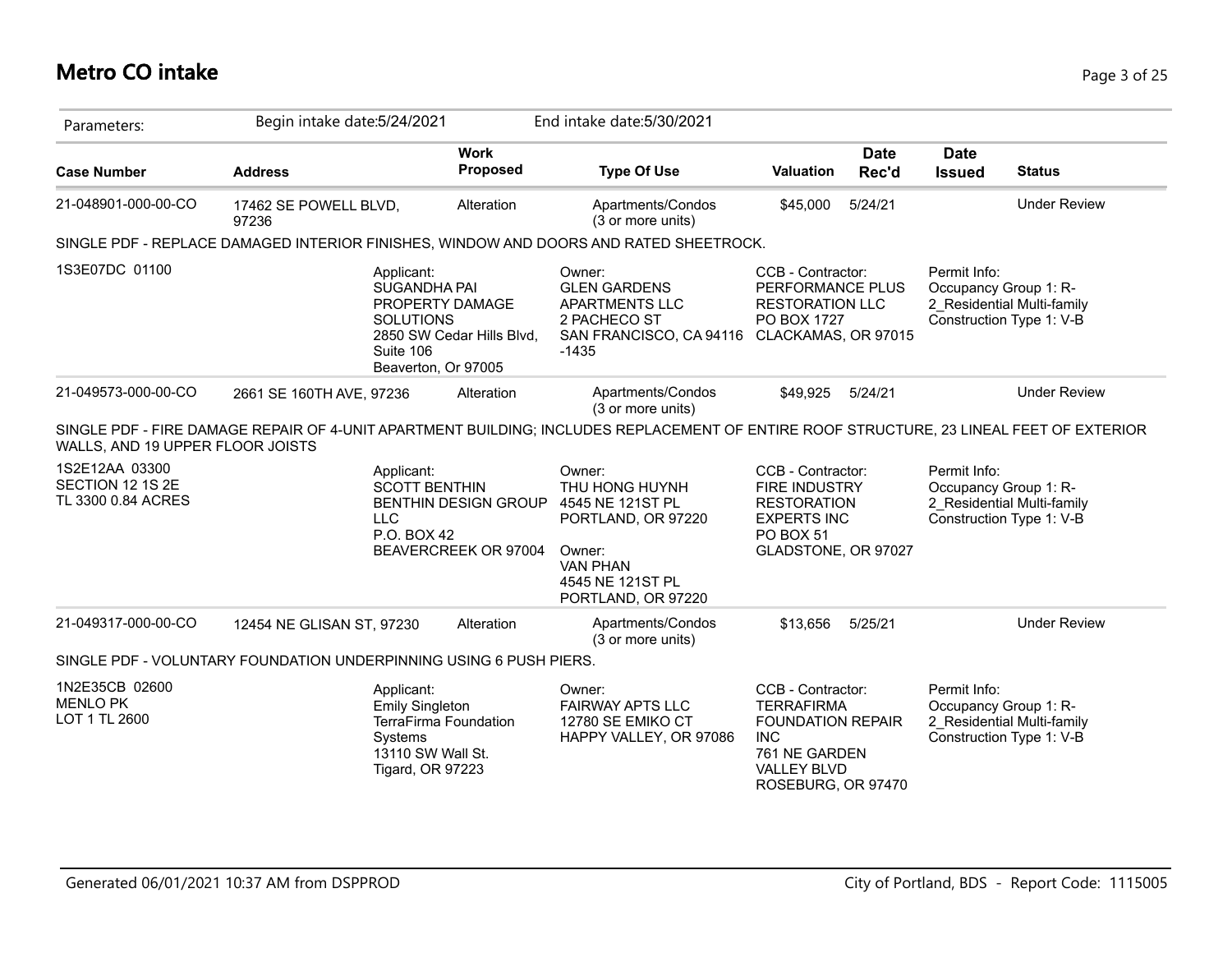# Metro CO intake

| Parameters: | Begin intake date:5/24/2021 | | End intake date:5/30/2021 | | | | |
|---|---|---|---|---|---|---|---|
| **Case Number** | **Address** | **Work Proposed** | **Type Of Use** | **Valuation** | **Date Rec'd** | **Date Issued** | **Status** |
| 21-048901-000-00-CO | 17462 SE POWELL BLVD, 97236 | Alteration | Apartments/Condos (3 or more units) | $45,000 | 5/24/21 | | Under Review |

SINGLE PDF - REPLACE DAMAGED INTERIOR FINISHES, WINDOW AND DOORS AND RATED SHEETROCK.

| | Applicant | Owner | CCB - Contractor | Permit Info |
|---|---|---|---|---|
| 1S3E07DC 01100 | Applicant: SUGANDHA PAI PROPERTY DAMAGE SOLUTIONS 2850 SW Cedar Hills Blvd, Suite 106 Beaverton, Or 97005 | Owner: GLEN GARDENS APARTMENTS LLC 2 PACHECO ST SAN FRANCISCO, CA 94116 -1435 | CCB - Contractor: PERFORMANCE PLUS RESTORATION LLC PO BOX 1727 CLACKAMAS, OR 97015 | Permit Info: Occupancy Group 1: R-2_Residential Multi-family Construction Type 1: V-B |

| Case Number | Address | Work Proposed | Type Of Use | Valuation | Date Rec'd | Date Issued | Status |
|---|---|---|---|---|---|---|---|
| 21-049573-000-00-CO | 2661 SE 160TH AVE, 97236 | Alteration | Apartments/Condos (3 or more units) | $49,925 | 5/24/21 | | Under Review |

SINGLE PDF - FIRE DAMAGE REPAIR OF 4-UNIT APARTMENT BUILDING; INCLUDES REPLACEMENT OF ENTIRE ROOF STRUCTURE, 23 LINEAL FEET OF EXTERIOR WALLS, AND 19 UPPER FLOOR JOISTS

| | Applicant | Owner | CCB - Contractor | Permit Info |
|---|---|---|---|---|
| 1S2E12AA 03300 SECTION 12 1S 2E TL 3300 0.84 ACRES | Applicant: SCOTT BENTHIN BENTHIN DESIGN GROUP LLC P.O. BOX 42 BEAVERCREEK OR 97004 | Owner: THU HONG HUYNH 4545 NE 121ST PL PORTLAND, OR 97220<br>Owner: VAN PHAN 4545 NE 121ST PL PORTLAND, OR 97220 | CCB - Contractor: FIRE INDUSTRY RESTORATION EXPERTS INC PO BOX 51 GLADSTONE, OR 97027 | Permit Info: Occupancy Group 1: R-2_Residential Multi-family Construction Type 1: V-B |

| Case Number | Address | Work Proposed | Type Of Use | Valuation | Date Rec'd | Date Issued | Status |
|---|---|---|---|---|---|---|---|
| 21-049317-000-00-CO | 12454 NE GLISAN ST, 97230 | Alteration | Apartments/Condos (3 or more units) | $13,656 | 5/25/21 | | Under Review |

SINGLE PDF - VOLUNTARY FOUNDATION UNDERPINNING USING 6 PUSH PIERS.

| | Applicant | Owner | CCB - Contractor | Permit Info |
|---|---|---|---|---|
| 1N2E35CB 02600 MENLO PK LOT 1 TL 2600 | Applicant: Emily Singleton TerraFirma Foundation Systems 13110 SW Wall St. Tigard, OR 97223 | Owner: FAIRWAY APTS LLC 12780 SE EMIKO CT HAPPY VALLEY, OR 97086 | CCB - Contractor: TERRAFIRMA FOUNDATION REPAIR INC 761 NE GARDEN VALLEY BLVD ROSEBURG, OR 97470 | Permit Info: Occupancy Group 1: R-2_Residential Multi-family Construction Type 1: V-B |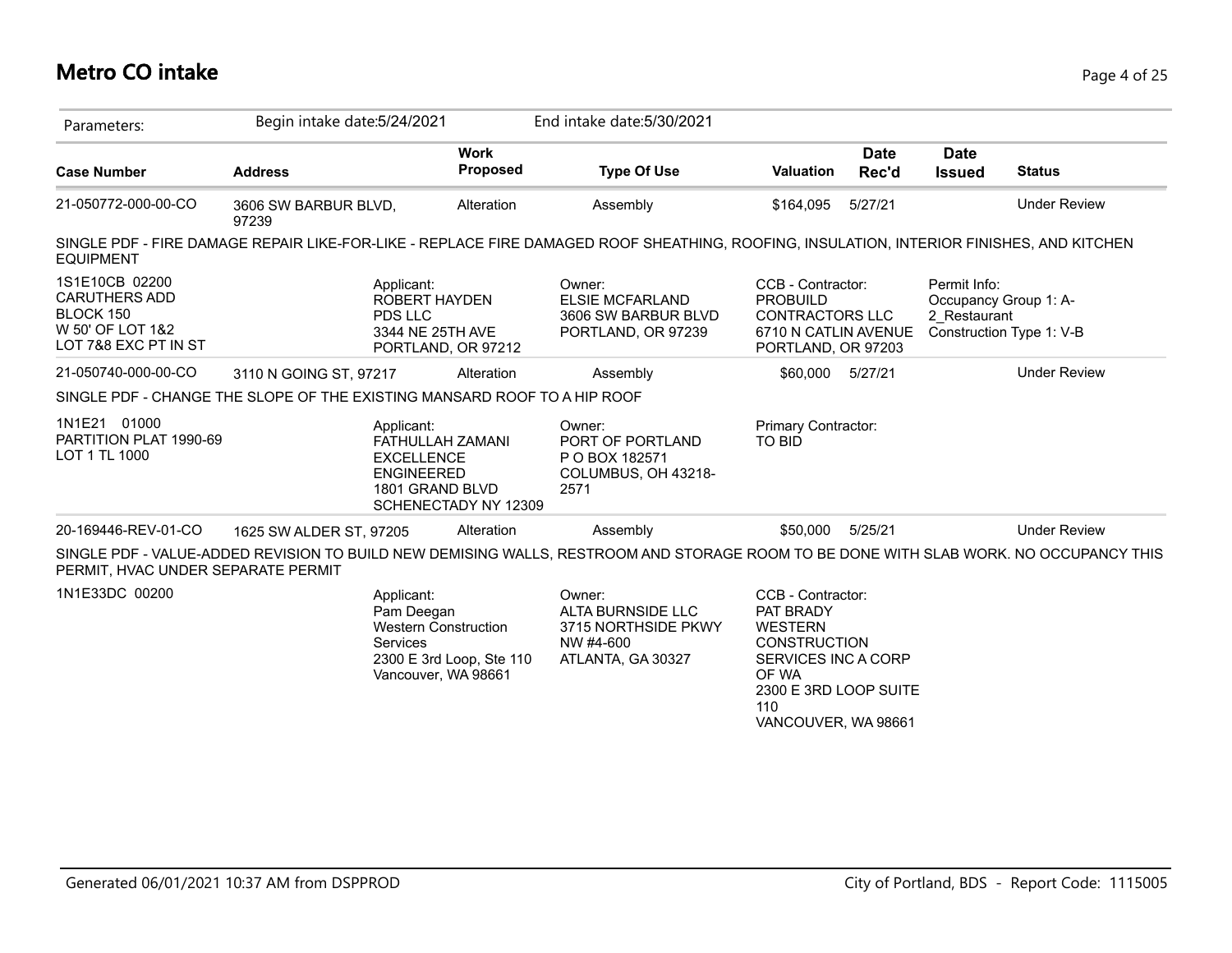# Metro CO intake

Parameters: Begin intake date:5/24/2021 End intake date:5/30/2021

| Case Number | Address | Work Proposed | Type Of Use | Valuation | Date Rec'd | Date Issued | Status |
|---|---|---|---|---|---|---|---|
| 21-050772-000-00-CO | 3606 SW BARBUR BLVD, 97239 | Alteration | Assembly | $164,095 | 5/27/21 | | Under Review |

SINGLE PDF - FIRE DAMAGE REPAIR LIKE-FOR-LIKE - REPLACE FIRE DAMAGED ROOF SHEATHING, ROOFING, INSULATION, INTERIOR FINISHES, AND KITCHEN EQUIPMENT

1S1E10CB 02200
CARUTHERS ADD
BLOCK 150
W 50' OF LOT 1&2
LOT 7&8 EXC PT IN ST

Applicant:
ROBERT HAYDEN
PDS LLC
3344 NE 25TH AVE
PORTLAND, OR 97212

Owner:
ELSIE MCFARLAND
3606 SW BARBUR BLVD
PORTLAND, OR 97239

CCB - Contractor:
PROBUILD
CONTRACTORS LLC
6710 N CATLIN AVENUE
PORTLAND, OR 97203

Permit Info:
Occupancy Group 1: A-2_Restaurant
Construction Type 1: V-B

| Case Number | Address | Work Proposed | Type Of Use | Valuation | Date Rec'd | Date Issued | Status |
|---|---|---|---|---|---|---|---|
| 21-050740-000-00-CO | 3110 N GOING ST, 97217 | Alteration | Assembly | $60,000 | 5/27/21 | | Under Review |

SINGLE PDF - CHANGE THE SLOPE OF THE EXISTING MANSARD ROOF TO A HIP ROOF

1N1E21 01000
PARTITION PLAT 1990-69
LOT 1 TL 1000

Applicant:
FATHULLAH ZAMANI
EXCELLENCE
ENGINEERED
1801 GRAND BLVD
SCHENECTADY NY 12309

Owner:
PORT OF PORTLAND
P O BOX 182571
COLUMBUS, OH 43218-2571

Primary Contractor:
TO BID

| Case Number | Address | Work Proposed | Type Of Use | Valuation | Date Rec'd | Date Issued | Status |
|---|---|---|---|---|---|---|---|
| 20-169446-REV-01-CO | 1625 SW ALDER ST, 97205 | Alteration | Assembly | $50,000 | 5/25/21 | | Under Review |

SINGLE PDF - VALUE-ADDED REVISION TO BUILD NEW DEMISING WALLS, RESTROOM AND STORAGE ROOM TO BE DONE WITH SLAB WORK. NO OCCUPANCY THIS PERMIT, HVAC UNDER SEPARATE PERMIT

1N1E33DC 00200

Applicant:
Pam Deegan
Western Construction Services
2300 E 3rd Loop, Ste 110
Vancouver, WA 98661

Owner:
ALTA BURNSIDE LLC
3715 NORTHSIDE PKWY
NW #4-600
ATLANTA, GA 30327

CCB - Contractor:
PAT BRADY
WESTERN
CONSTRUCTION
SERVICES INC A CORP
OF WA
2300 E 3RD LOOP SUITE
110
VANCOUVER, WA 98661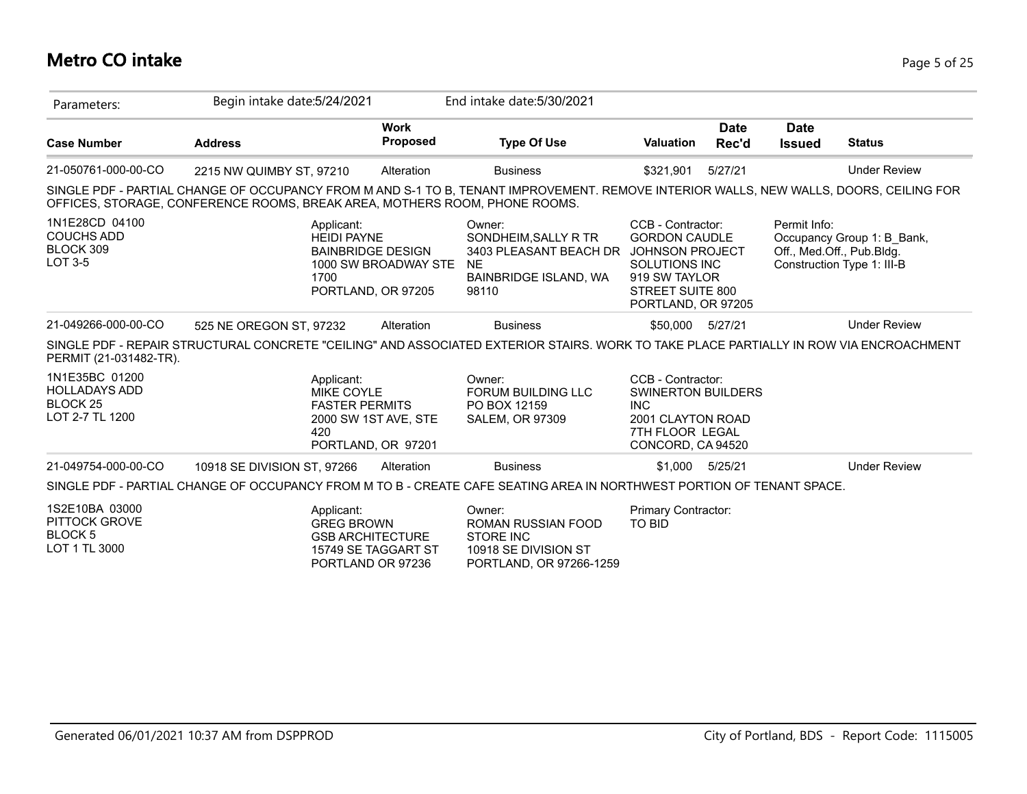# Metro CO intake

Parameters: Begin intake date:5/24/2021 End intake date:5/30/2021

| Case Number | Address | Work Proposed | Type Of Use | Valuation | Date Rec'd | Date Issued | Status |
|---|---|---|---|---|---|---|---|
| 21-050761-000-00-CO | 2215 NW QUIMBY ST, 97210 | Alteration | Business | $321,901 | 5/27/21 | | Under Review |

SINGLE PDF - PARTIAL CHANGE OF OCCUPANCY FROM M AND S-1 TO B, TENANT IMPROVEMENT. REMOVE INTERIOR WALLS, NEW WALLS, DOORS, CEILING FOR OFFICES, STORAGE, CONFERENCE ROOMS, BREAK AREA, MOTHERS ROOM, PHONE ROOMS.

1N1E28CD 04100
COUCHS ADD
BLOCK 309
LOT 3-5

Applicant:
HEIDI PAYNE
BAINBRIDGE DESIGN
1000 SW BROADWAY STE 1700
PORTLAND, OR 97205

Owner:
SONDHEIM,SALLY R TR
3403 PLEASANT BEACH DR NE
BAINBRIDGE ISLAND, WA 98110

CCB - Contractor:
GORDON CAUDLE
JOHNSON PROJECT SOLUTIONS INC
919 SW TAYLOR STREET SUITE 800
PORTLAND, OR 97205

Permit Info:
Occupancy Group 1: B_Bank, Off., Med.Off., Pub.Bldg.
Construction Type 1: III-B

| Case Number | Address | Work Proposed | Type Of Use | Valuation | Date Rec'd | Date Issued | Status |
|---|---|---|---|---|---|---|---|
| 21-049266-000-00-CO | 525 NE OREGON ST, 97232 | Alteration | Business | $50,000 | 5/27/21 | | Under Review |

SINGLE PDF - REPAIR STRUCTURAL CONCRETE "CEILING" AND ASSOCIATED EXTERIOR STAIRS. WORK TO TAKE PLACE PARTIALLY IN ROW VIA ENCROACHMENT PERMIT (21-031482-TR).

1N1E35BC 01200
HOLLADAYS ADD
BLOCK 25
LOT 2-7 TL 1200

Applicant:
MIKE COYLE
FASTER PERMITS
2000 SW 1ST AVE, STE 420
PORTLAND, OR 97201

Owner:
FORUM BUILDING LLC
PO BOX 12159
SALEM, OR 97309

CCB - Contractor:
SWINERTON BUILDERS INC
2001 CLAYTON ROAD
7TH FLOOR LEGAL
CONCORD, CA 94520

| Case Number | Address | Work Proposed | Type Of Use | Valuation | Date Rec'd | Date Issued | Status |
|---|---|---|---|---|---|---|---|
| 21-049754-000-00-CO | 10918 SE DIVISION ST, 97266 | Alteration | Business | $1,000 | 5/25/21 | | Under Review |

SINGLE PDF - PARTIAL CHANGE OF OCCUPANCY FROM M TO B - CREATE CAFE SEATING AREA IN NORTHWEST PORTION OF TENANT SPACE.

1S2E10BA 03000
PITTOCK GROVE
BLOCK 5
LOT 1 TL 3000

Applicant:
GREG BROWN
GSB ARCHITECTURE
15749 SE TAGGART ST
PORTLAND OR 97236

Owner:
ROMAN RUSSIAN FOOD STORE INC
10918 SE DIVISION ST
PORTLAND, OR 97266-1259

Primary Contractor:
TO BID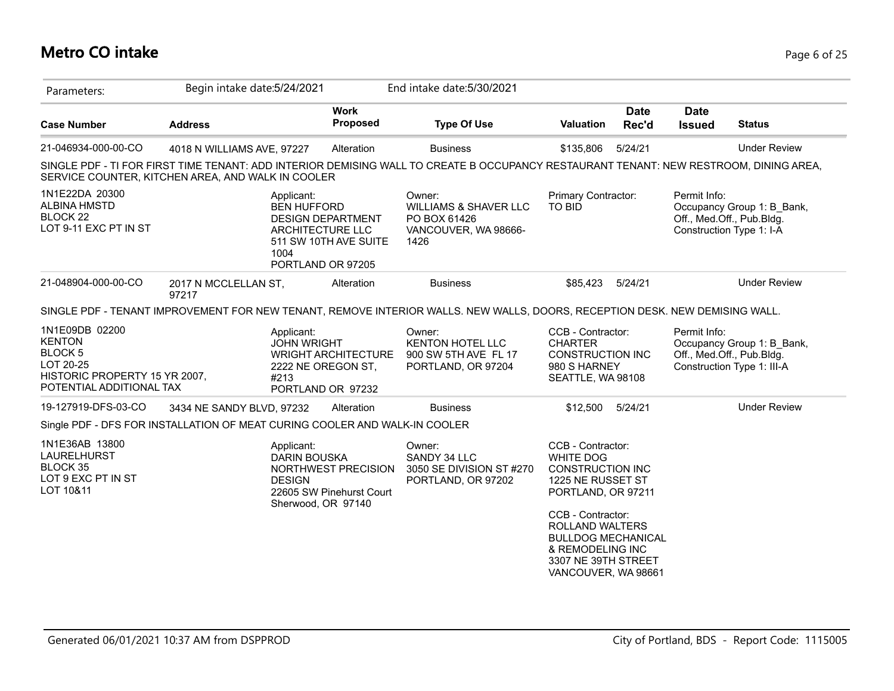# Metro CO intake

| Parameters: | Begin intake date:5/24/2021 | | End intake date:5/30/2021 | | | | |
|---|---|---|---|---|---|---|---|
| **Case Number** | **Address** | **Work Proposed** | **Type Of Use** | **Valuation** | **Date Rec'd** | **Date Issued** | **Status** |
| 21-046934-000-00-CO | 4018 N WILLIAMS AVE, 97227 | Alteration | Business | $135,806 | 5/24/21 | | Under Review |

SINGLE PDF - TI FOR FIRST TIME TENANT: ADD INTERIOR DEMISING WALL TO CREATE B OCCUPANCY RESTAURANT TENANT: NEW RESTROOM, DINING AREA, SERVICE COUNTER, KITCHEN AREA, AND WALK IN COOLER

1N1E22DA 20300
ALBINA HMSTD
BLOCK 22
LOT 9-11 EXC PT IN ST

Applicant:
BEN HUFFORD
DESIGN DEPARTMENT ARCHITECTURE LLC
511 SW 10TH AVE SUITE 1004
PORTLAND OR 97205

Owner:
WILLIAMS & SHAVER LLC
PO BOX 61426
VANCOUVER, WA 98666-1426

Primary Contractor:
TO BID

Permit Info:
Occupancy Group 1: B_Bank, Off., Med.Off., Pub.Bldg.
Construction Type 1: I-A

| Case Number | Address | Work Proposed | Type Of Use | Valuation | Date Rec'd | Date Issued | Status |
|---|---|---|---|---|---|---|---|
| 21-048904-000-00-CO | 2017 N MCCLELLAN ST, 97217 | Alteration | Business | $85,423 | 5/24/21 | | Under Review |

SINGLE PDF - TENANT IMPROVEMENT FOR NEW TENANT, REMOVE INTERIOR WALLS. NEW WALLS, DOORS, RECEPTION DESK. NEW DEMISING WALL.

1N1E09DB 02200
KENTON
BLOCK 5
LOT 20-25
HISTORIC PROPERTY 15 YR 2007, POTENTIAL ADDITIONAL TAX

Applicant:
JOHN WRIGHT
WRIGHT ARCHITECTURE
2222 NE OREGON ST, #213
PORTLAND OR 97232

Owner:
KENTON HOTEL LLC
900 SW 5TH AVE FL 17
PORTLAND, OR 97204

CCB - Contractor:
CHARTER CONSTRUCTION INC
980 S HARNEY
SEATTLE, WA 98108

Permit Info:
Occupancy Group 1: B_Bank, Off., Med.Off., Pub.Bldg.
Construction Type 1: III-A

| Case Number | Address | Work Proposed | Type Of Use | Valuation | Date Rec'd | Date Issued | Status |
|---|---|---|---|---|---|---|---|
| 19-127919-DFS-03-CO | 3434 NE SANDY BLVD, 97232 | Alteration | Business | $12,500 | 5/24/21 | | Under Review |

Single PDF - DFS FOR INSTALLATION OF MEAT CURING COOLER AND WALK-IN COOLER

1N1E36AB 13800
LAURELHURST
BLOCK 35
LOT 9 EXC PT IN ST
LOT 10&11

Applicant:
DARIN BOUSKA
NORTHWEST PRECISION DESIGN
22605 SW Pinehurst Court
Sherwood, OR 97140

Owner:
SANDY 34 LLC
3050 SE DIVISION ST #270
PORTLAND, OR 97202

CCB - Contractor:
WHITE DOG CONSTRUCTION INC
1225 NE RUSSET ST
PORTLAND, OR 97211

CCB - Contractor:
ROLLAND WALTERS
BULLDOG MECHANICAL & REMODELING INC
3307 NE 39TH STREET
VANCOUVER, WA 98661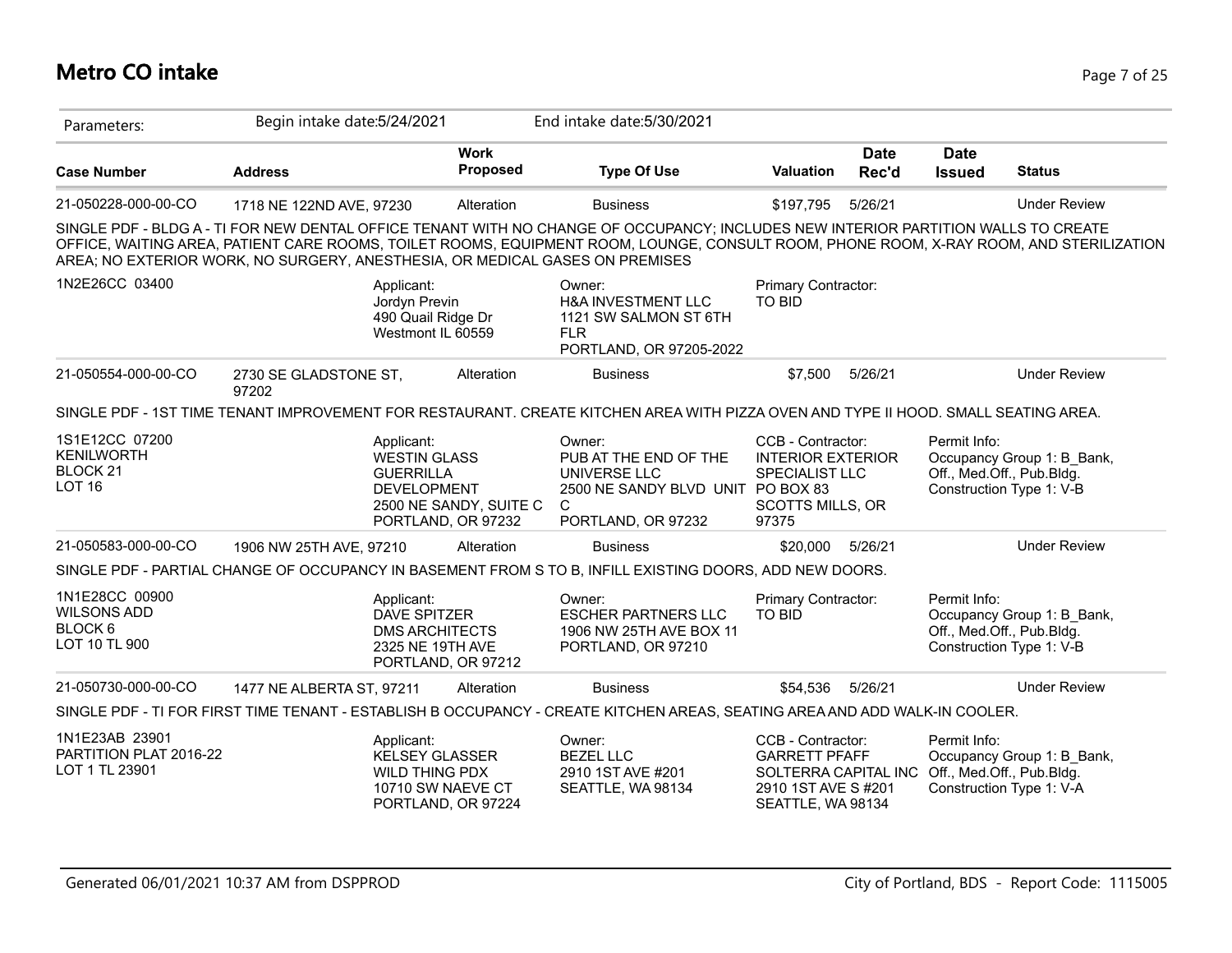# Metro CO intake

Parameters: Begin intake date:5/24/2021 End intake date:5/30/2021

| Case Number | Address | Work Proposed | Type Of Use | Valuation | Date Rec'd | Date Issued | Status |
|---|---|---|---|---|---|---|---|
| 21-050228-000-00-CO | 1718 NE 122ND AVE, 97230 | Alteration | Business | $197,795 | 5/26/21 | | Under Review |

SINGLE PDF - BLDG A - TI FOR NEW DENTAL OFFICE TENANT WITH NO CHANGE OF OCCUPANCY; INCLUDES NEW INTERIOR PARTITION WALLS TO CREATE OFFICE, WAITING AREA, PATIENT CARE ROOMS, TOILET ROOMS, EQUIPMENT ROOM, LOUNGE, CONSULT ROOM, PHONE ROOM, X-RAY ROOM, AND STERILIZATION AREA; NO EXTERIOR WORK, NO SURGERY, ANESTHESIA, OR MEDICAL GASES ON PREMISES

1N2E26CC 03400

Applicant: Jordyn Previn, 490 Quail Ridge Dr, Westmont IL 60559

Owner: H&A INVESTMENT LLC, 1121 SW SALMON ST 6TH FLR, PORTLAND, OR 97205-2022

Primary Contractor: TO BID

| Case Number | Address | Work Proposed | Type Of Use | Valuation | Date Rec'd | Date Issued | Status |
|---|---|---|---|---|---|---|---|
| 21-050554-000-00-CO | 2730 SE GLADSTONE ST, 97202 | Alteration | Business | $7,500 | 5/26/21 | | Under Review |

SINGLE PDF - 1ST TIME TENANT IMPROVEMENT FOR RESTAURANT. CREATE KITCHEN AREA WITH PIZZA OVEN AND TYPE II HOOD. SMALL SEATING AREA.

1S1E12CC 07200, KENILWORTH, BLOCK 21, LOT 16

Applicant: WESTIN GLASS, GUERRILLA DEVELOPMENT, 2500 NE SANDY, SUITE C, PORTLAND, OR 97232

Owner: PUB AT THE END OF THE UNIVERSE LLC, 2500 NE SANDY BLVD UNIT C, PORTLAND, OR 97232

CCB - Contractor: INTERIOR EXTERIOR SPECIALIST LLC, PO BOX 83, SCOTTS MILLS, OR 97375

Permit Info: Occupancy Group 1: B_Bank, Off., Med.Off., Pub.Bldg. Construction Type 1: V-B

| Case Number | Address | Work Proposed | Type Of Use | Valuation | Date Rec'd | Date Issued | Status |
|---|---|---|---|---|---|---|---|
| 21-050583-000-00-CO | 1906 NW 25TH AVE, 97210 | Alteration | Business | $20,000 | 5/26/21 | | Under Review |

SINGLE PDF - PARTIAL CHANGE OF OCCUPANCY IN BASEMENT FROM S TO B, INFILL EXISTING DOORS, ADD NEW DOORS.

1N1E28CC 00900, WILSONS ADD, BLOCK 6, LOT 10 TL 900

Applicant: DAVE SPITZER, DMS ARCHITECTS, 2325 NE 19TH AVE, PORTLAND, OR 97212

Owner: ESCHER PARTNERS LLC, 1906 NW 25TH AVE BOX 11, PORTLAND, OR 97210

Primary Contractor: TO BID

Permit Info: Occupancy Group 1: B_Bank, Off., Med.Off., Pub.Bldg. Construction Type 1: V-B

| Case Number | Address | Work Proposed | Type Of Use | Valuation | Date Rec'd | Date Issued | Status |
|---|---|---|---|---|---|---|---|
| 21-050730-000-00-CO | 1477 NE ALBERTA ST, 97211 | Alteration | Business | $54,536 | 5/26/21 | | Under Review |

SINGLE PDF - TI FOR FIRST TIME TENANT - ESTABLISH B OCCUPANCY - CREATE KITCHEN AREAS, SEATING AREA AND ADD WALK-IN COOLER.

1N1E23AB 23901, PARTITION PLAT 2016-22, LOT 1 TL 23901

Applicant: KELSEY GLASSER, WILD THING PDX, 10710 SW NAEVE CT, PORTLAND, OR 97224

Owner: BEZEL LLC, 2910 1ST AVE #201, SEATTLE, WA 98134

CCB - Contractor: GARRETT PFAFF, SOLTERRA CAPITAL INC, 2910 1ST AVE S #201, SEATTLE, WA 98134

Permit Info: Occupancy Group 1: B_Bank, Off., Med.Off., Pub.Bldg. Construction Type 1: V-A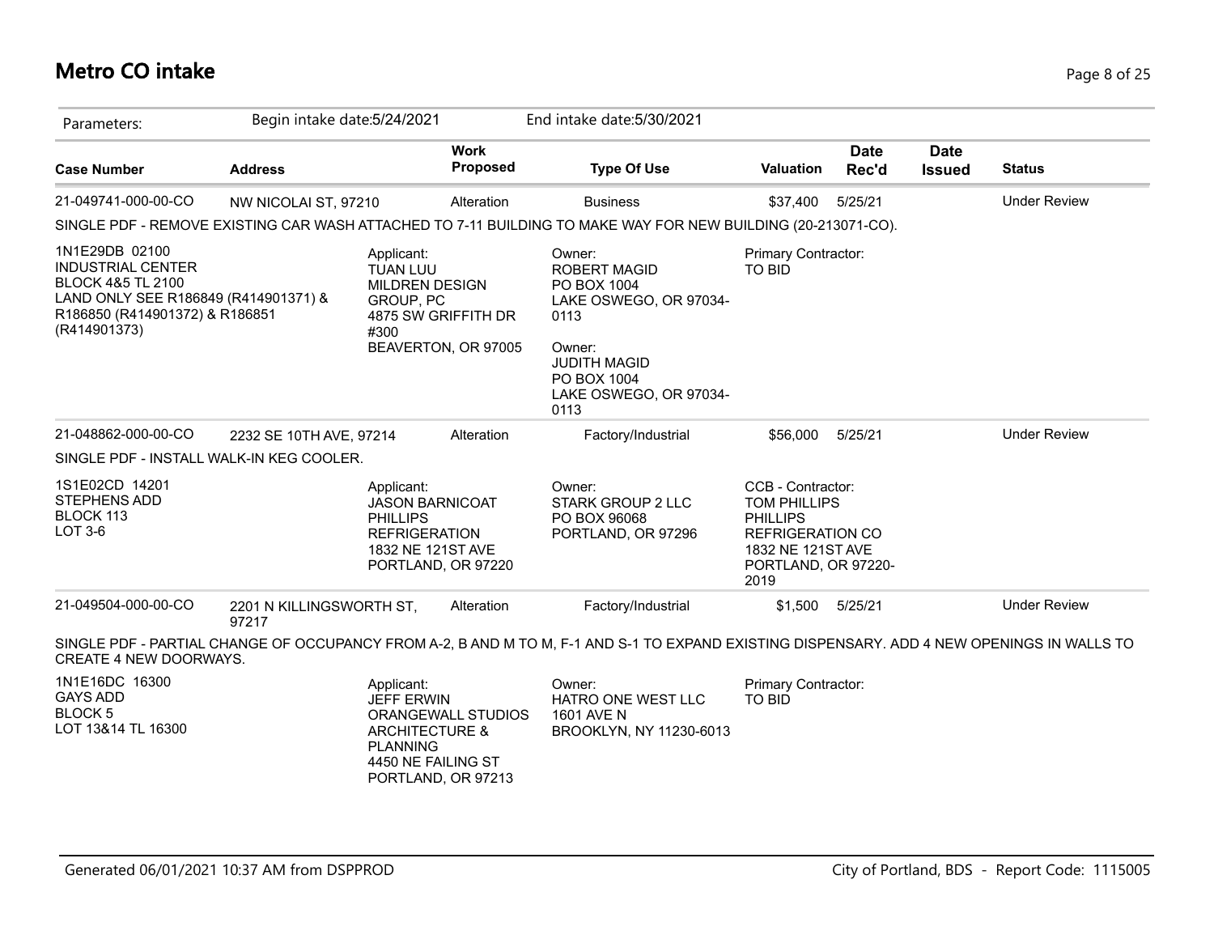# Metro CO intake

Parameters: Begin intake date:5/24/2021 End intake date:5/30/2021

| Case Number | Address | Work Proposed | Type Of Use | Valuation | Date Rec'd | Date Issued | Status |
|---|---|---|---|---|---|---|---|
| 21-049741-000-00-CO | NW NICOLAI ST, 97210 | Alteration | Business | $37,400 | 5/25/21 | | Under Review |

SINGLE PDF - REMOVE EXISTING CAR WASH ATTACHED TO 7-11 BUILDING TO MAKE WAY FOR NEW BUILDING (20-213071-CO).

1N1E29DB 02100
INDUSTRIAL CENTER
BLOCK 4&5 TL 2100
LAND ONLY SEE R186849 (R414901371) & R186850 (R414901372) & R186851 (R414901373)

Applicant:
TUAN LUU
MILDREN DESIGN GROUP, PC
4875 SW GRIFFITH DR #300
BEAVERTON, OR 97005

Owner:
ROBERT MAGID
PO BOX 1004
LAKE OSWEGO, OR 97034-0113

Owner:
JUDITH MAGID
PO BOX 1004
LAKE OSWEGO, OR 97034-0113

Primary Contractor:
TO BID

| Case Number | Address | Work Proposed | Type Of Use | Valuation | Date Rec'd | Date Issued | Status |
|---|---|---|---|---|---|---|---|
| 21-048862-000-00-CO | 2232 SE 10TH AVE, 97214 | Alteration | Factory/Industrial | $56,000 | 5/25/21 | | Under Review |

SINGLE PDF - INSTALL WALK-IN KEG COOLER.

1S1E02CD 14201
STEPHENS ADD
BLOCK 113
LOT 3-6

Applicant:
JASON BARNICOAT
PHILLIPS REFRIGERATION
1832 NE 121ST AVE
PORTLAND, OR 97220

Owner:
STARK GROUP 2 LLC
PO BOX 96068
PORTLAND, OR 97296

CCB - Contractor:
TOM PHILLIPS
PHILLIPS REFRIGERATION CO
1832 NE 121ST AVE
PORTLAND, OR 97220-2019

| Case Number | Address | Work Proposed | Type Of Use | Valuation | Date Rec'd | Date Issued | Status |
|---|---|---|---|---|---|---|---|
| 21-049504-000-00-CO | 2201 N KILLINGSWORTH ST, 97217 | Alteration | Factory/Industrial | $1,500 | 5/25/21 | | Under Review |

SINGLE PDF - PARTIAL CHANGE OF OCCUPANCY FROM A-2, B AND M TO M, F-1 AND S-1 TO EXPAND EXISTING DISPENSARY. ADD 4 NEW OPENINGS IN WALLS TO CREATE 4 NEW DOORWAYS.

1N1E16DC 16300
GAYS ADD
BLOCK 5
LOT 13&14 TL 16300

Applicant:
JEFF ERWIN
ORANGEWALL STUDIOS ARCHITECTURE & PLANNING
4450 NE FAILING ST
PORTLAND, OR 97213

Owner:
HATRO ONE WEST LLC
1601 AVE N
BROOKLYN, NY 11230-6013

Primary Contractor:
TO BID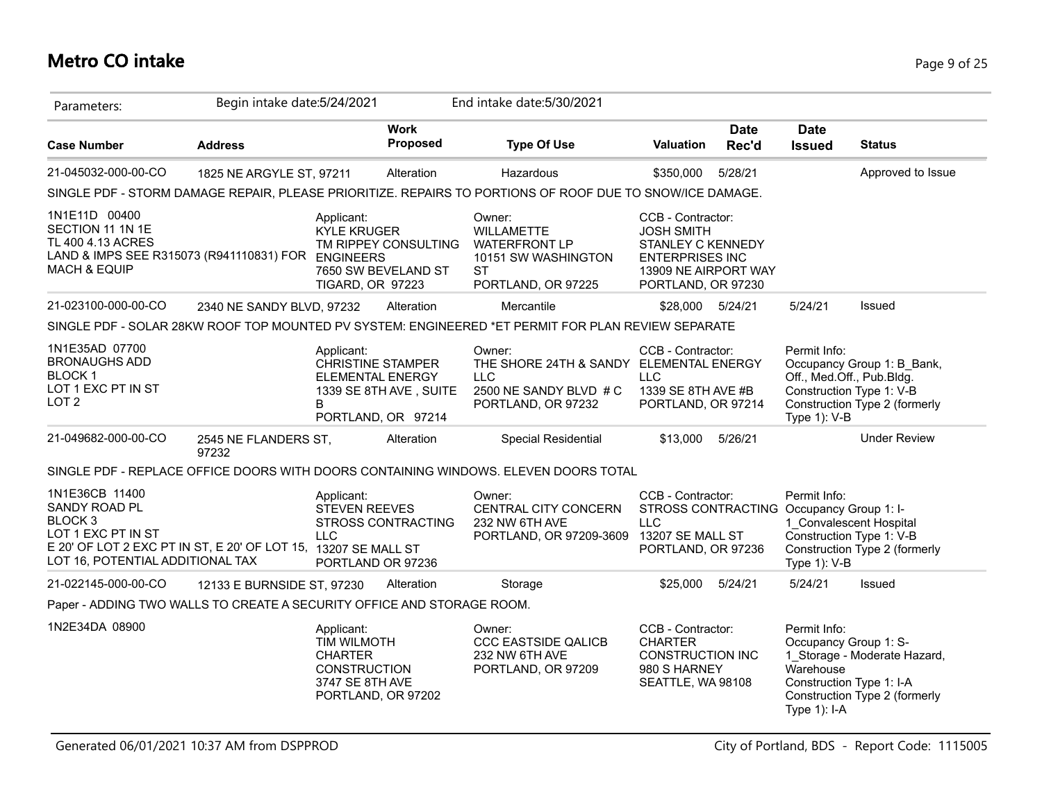# Metro CO intake

| Parameters: | Begin intake date:5/24/2021 | | End intake date:5/30/2021 | | | | |
|---|---|---|---|---|---|---|---|
| **Case Number** | **Address** | **Work Proposed** | **Type Of Use** | **Valuation** | **Date Rec'd** | **Date Issued** | **Status** |
| 21-045032-000-00-CO | 1825 NE ARGYLE ST, 97211 | Alteration | Hazardous | $350,000 | 5/28/21 | | Approved to Issue |

SINGLE PDF - STORM DAMAGE REPAIR, PLEASE PRIORITIZE. REPAIRS TO PORTIONS OF ROOF DUE TO SNOW/ICE DAMAGE.

| | | | | |
|---|---|---|---|---|
| 1N1E11D 00400<br>SECTION 11 1N 1E<br>TL 400 4.13 ACRES<br>LAND & IMPS SEE R315073 (R941110831) FOR MACH & EQUIP | Applicant:<br>KYLE KRUGER<br>TM RIPPEY CONSULTING ENGINEERS<br>7650 SW BEVELAND ST<br>TIGARD, OR 97223 | Owner:<br>WILLAMETTE WATERFRONT LP<br>10151 SW WASHINGTON ST<br>PORTLAND, OR 97225 | CCB - Contractor:<br>JOSH SMITH<br>STANLEY C KENNEDY ENTERPRISES INC<br>13909 NE AIRPORT WAY<br>PORTLAND, OR 97230 | |

| Case Number | Address | Work Proposed | Type Of Use | Valuation | Date Rec'd | Date Issued | Status |
|---|---|---|---|---|---|---|---|
| 21-023100-000-00-CO | 2340 NE SANDY BLVD, 97232 | Alteration | Mercantile | $28,000 | 5/24/21 | 5/24/21 | Issued |

SINGLE PDF - SOLAR 28KW ROOF TOP MOUNTED PV SYSTEM: ENGINEERED *ET PERMIT FOR PLAN REVIEW SEPARATE

| | | | | |
|---|---|---|---|---|
| 1N1E35AD 07700<br>BRONAUGHS ADD<br>BLOCK 1<br>LOT 1 EXC PT IN ST<br>LOT 2 | Applicant:<br>CHRISTINE STAMPER<br>ELEMENTAL ENERGY<br>1339 SE 8TH AVE , SUITE B<br>PORTLAND, OR 97214 | Owner:<br>THE SHORE 24TH & SANDY LLC<br>2500 NE SANDY BLVD # C<br>PORTLAND, OR 97232 | CCB - Contractor:<br>ELEMENTAL ENERGY LLC<br>1339 SE 8TH AVE #B<br>PORTLAND, OR 97214 | Permit Info:<br>Occupancy Group 1: B_Bank, Off., Med.Off., Pub.Bldg.<br>Construction Type 1: V-B<br>Construction Type 2 (formerly Type 1): V-B |

| Case Number | Address | Work Proposed | Type Of Use | Valuation | Date Rec'd | Date Issued | Status |
|---|---|---|---|---|---|---|---|
| 21-049682-000-00-CO | 2545 NE FLANDERS ST, 97232 | Alteration | Special Residential | $13,000 | 5/26/21 | | Under Review |

SINGLE PDF - REPLACE OFFICE DOORS WITH DOORS CONTAINING WINDOWS. ELEVEN DOORS TOTAL

| | | | | |
|---|---|---|---|---|
| 1N1E36CB 11400<br>SANDY ROAD PL<br>BLOCK 3<br>LOT 1 EXC PT IN ST<br>E 20' OF LOT 2 EXC PT IN ST, E 20' OF LOT 15, LOT 16, POTENTIAL ADDITIONAL TAX | Applicant:<br>STEVEN REEVES<br>STROSS CONTRACTING LLC<br>13207 SE MALL ST<br>PORTLAND OR 97236 | Owner:<br>CENTRAL CITY CONCERN<br>232 NW 6TH AVE<br>PORTLAND, OR 97209-3609 | CCB - Contractor:<br>STROSS CONTRACTING LLC<br>13207 SE MALL ST<br>PORTLAND, OR 97236 | Permit Info:<br>Occupancy Group 1: I-1_Convalescent Hospital<br>Construction Type 1: V-B<br>Construction Type 2 (formerly Type 1): V-B |

| Case Number | Address | Work Proposed | Type Of Use | Valuation | Date Rec'd | Date Issued | Status |
|---|---|---|---|---|---|---|---|
| 21-022145-000-00-CO | 12133 E BURNSIDE ST, 97230 | Alteration | Storage | $25,000 | 5/24/21 | 5/24/21 | Issued |

Paper - ADDING TWO WALLS TO CREATE A SECURITY OFFICE AND STORAGE ROOM.

| | | | | |
|---|---|---|---|---|
| 1N2E34DA 08900 | Applicant:<br>TIM WILMOTH<br>CHARTER CONSTRUCTION<br>3747 SE 8TH AVE<br>PORTLAND, OR 97202 | Owner:<br>CCC EASTSIDE QALICB<br>232 NW 6TH AVE<br>PORTLAND, OR 97209 | CCB - Contractor:<br>CHARTER CONSTRUCTION INC<br>980 S HARNEY<br>SEATTLE, WA 98108 | Permit Info:<br>Occupancy Group 1: S-1_Storage - Moderate Hazard, Warehouse<br>Construction Type 1: I-A<br>Construction Type 2 (formerly Type 1): I-A |

Generated 06/01/2021 10:37 AM from DSPPROD

City of Portland, BDS - Report Code: 1115005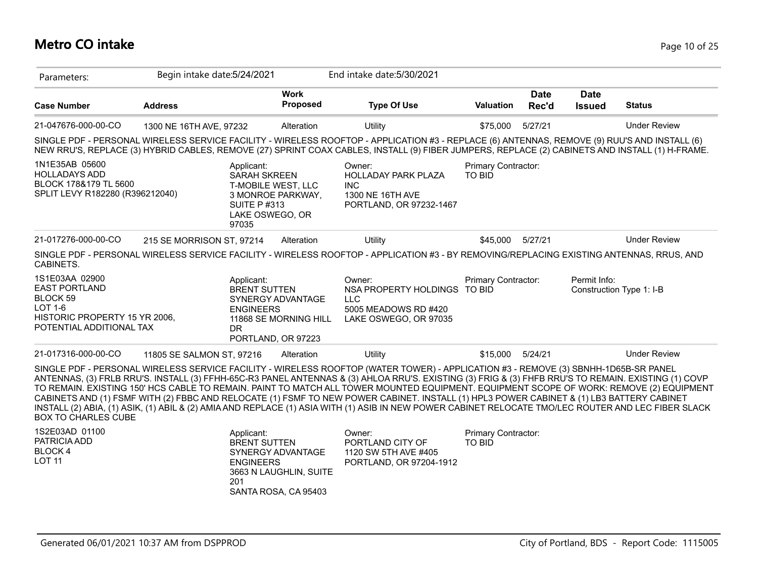# Metro CO intake

| Parameters: | Begin intake date:5/24/2021 | | End intake date:5/30/2021 | | | | |
|---|---|---|---|---|---|---|---|
| **Case Number** | **Address** | **Work Proposed** | **Type Of Use** | **Valuation** | **Date Rec'd** | **Date Issued** | **Status** |
| 21-047676-000-00-CO | 1300 NE 16TH AVE, 97232 | Alteration | Utility | $75,000 | 5/27/21 | | Under Review |

SINGLE PDF - PERSONAL WIRELESS SERVICE FACILITY - WIRELESS ROOFTOP - APPLICATION #3 - REPLACE (6) ANTENNAS, REMOVE (9) RUU'S AND INSTALL (6) NEW RRU'S, REPLACE (3) HYBRID CABLES, REMOVE (27) SPRINT COAX CABLES, INSTALL (9) FIBER JUMPERS, REPLACE (2) CABINETS AND INSTALL (1) H-FRAME.

1N1E35AB 05600
HOLLADAYS ADD
BLOCK 178&179 TL 5600
SPLIT LEVY R182280 (R396212040)

Applicant:
SARAH SKREEN
T-MOBILE WEST, LLC
3 MONROE PARKWAY, SUITE P #313
LAKE OSWEGO, OR 97035

Owner:
HOLLADAY PARK PLAZA INC
1300 NE 16TH AVE
PORTLAND, OR 97232-1467

Primary Contractor:
TO BID

| Case Number | Address | Work Proposed | Type Of Use | Valuation | Date Rec'd | Date Issued | Status |
|---|---|---|---|---|---|---|---|
| 21-017276-000-00-CO | 215 SE MORRISON ST, 97214 | Alteration | Utility | $45,000 | 5/27/21 | | Under Review |

SINGLE PDF - PERSONAL WIRELESS SERVICE FACILITY - WIRELESS ROOFTOP - APPLICATION #3 - BY REMOVING/REPLACING EXISTING ANTENNAS, RRUS, AND CABINETS.

1S1E03AA 02900
EAST PORTLAND
BLOCK 59
LOT 1-6
HISTORIC PROPERTY 15 YR 2006, POTENTIAL ADDITIONAL TAX

Applicant:
BRENT SUTTEN
SYNERGY ADVANTAGE ENGINEERS
11868 SE MORNING HILL DR
PORTLAND, OR 97223

Owner:
NSA PROPERTY HOLDINGS LLC
5005 MEADOWS RD #420
LAKE OSWEGO, OR 97035

Primary Contractor:
TO BID

Permit Info:
Construction Type 1: I-B

| Case Number | Address | Work Proposed | Type Of Use | Valuation | Date Rec'd | Date Issued | Status |
|---|---|---|---|---|---|---|---|
| 21-017316-000-00-CO | 11805 SE SALMON ST, 97216 | Alteration | Utility | $15,000 | 5/24/21 | | Under Review |

SINGLE PDF - PERSONAL WIRELESS SERVICE FACILITY - WIRELESS ROOFTOP (WATER TOWER) - APPLICATION #3 - REMOVE (3) SBNHH-1D65B-SR PANEL ANTENNAS, (3) FRLB RRU'S. INSTALL (3) FFHH-65C-R3 PANEL ANTENNAS & (3) AHLOA RRU'S. EXISTING (3) FRIG & (3) FHFB RRU'S TO REMAIN. EXISTING (1) COVP TO REMAIN. EXISTING 150' HCS CABLE TO REMAIN. PAINT TO MATCH ALL TOWER MOUNTED EQUIPMENT. EQUIPMENT SCOPE OF WORK: REMOVE (2) EQUIPMENT CABINETS AND (1) FSMF WITH (2) FBBC AND RELOCATE (1) FSMF TO NEW POWER CABINET. INSTALL (1) HPL3 POWER CABINET & (1) LB3 BATTERY CABINET INSTALL (2) ABIA, (1) ASIK, (1) ABIL & (2) AMIA AND REPLACE (1) ASIA WITH (1) ASIB IN NEW POWER CABINET RELOCATE TMO/LEC ROUTER AND LEC FIBER SLACK BOX TO CHARLES CUBE

1S2E03AD 01100
PATRICIA ADD
BLOCK 4
LOT 11

Applicant:
BRENT SUTTEN
SYNERGY ADVANTAGE ENGINEERS
3663 N LAUGHLIN, SUITE 201
SANTA ROSA, CA 95403

Owner:
PORTLAND CITY OF
1120 SW 5TH AVE #405
PORTLAND, OR 97204-1912

Primary Contractor:
TO BID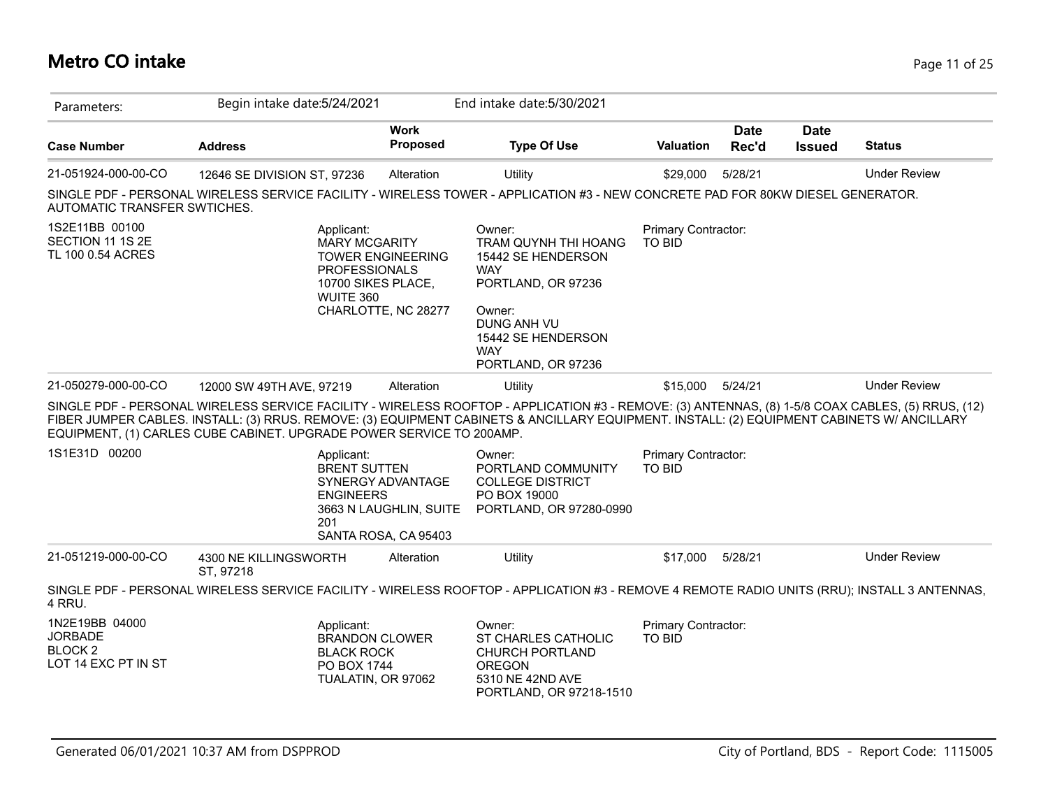# Metro CO intake

Parameters: Begin intake date:5/24/2021 End intake date:5/30/2021

| Case Number | Address | Work Proposed | Type Of Use | Valuation | Date Rec'd | Date Issued | Status |
|---|---|---|---|---|---|---|---|
| 21-051924-000-00-CO | 12646 SE DIVISION ST, 97236 | Alteration | Utility | $29,000 | 5/28/21 | | Under Review |

SINGLE PDF - PERSONAL WIRELESS SERVICE FACILITY - WIRELESS TOWER - APPLICATION #3 - NEW CONCRETE PAD FOR 80KW DIESEL GENERATOR. AUTOMATIC TRANSFER SWTICHES.

1S2E11BB 00100
SECTION 11 1S 2E
TL 100 0.54 ACRES

Applicant:
MARY MCGARITY
TOWER ENGINEERING PROFESSIONALS
10700 SIKES PLACE, WUITE 360
CHARLOTTE, NC 28277

Owner:
TRAM QUYNH THI HOANG
15442 SE HENDERSON WAY
PORTLAND, OR 97236

Owner:
DUNG ANH VU
15442 SE HENDERSON WAY
PORTLAND, OR 97236

Primary Contractor:
TO BID

| Case Number | Address | Work Proposed | Type Of Use | Valuation | Date Rec'd | Date Issued | Status |
|---|---|---|---|---|---|---|---|
| 21-050279-000-00-CO | 12000 SW 49TH AVE, 97219 | Alteration | Utility | $15,000 | 5/24/21 | | Under Review |

SINGLE PDF - PERSONAL WIRELESS SERVICE FACILITY - WIRELESS ROOFTOP - APPLICATION #3 - REMOVE: (3) ANTENNAS, (8) 1-5/8 COAX CABLES, (5) RRUS, (12) FIBER JUMPER CABLES. INSTALL: (3) RRUS. REMOVE: (3) EQUIPMENT CABINETS & ANCILLARY EQUIPMENT. INSTALL: (2) EQUIPMENT CABINETS W/ ANCILLARY EQUIPMENT, (1) CARLES CUBE CABINET. UPGRADE POWER SERVICE TO 200AMP.

1S1E31D 00200

Applicant:
BRENT SUTTEN
SYNERGY ADVANTAGE ENGINEERS
3663 N LAUGHLIN, SUITE 201
SANTA ROSA, CA 95403

Owner:
PORTLAND COMMUNITY COLLEGE DISTRICT
PO BOX 19000
PORTLAND, OR 97280-0990

Primary Contractor:
TO BID

| Case Number | Address | Work Proposed | Type Of Use | Valuation | Date Rec'd | Date Issued | Status |
|---|---|---|---|---|---|---|---|
| 21-051219-000-00-CO | 4300 NE KILLINGSWORTH ST, 97218 | Alteration | Utility | $17,000 | 5/28/21 | | Under Review |

SINGLE PDF - PERSONAL WIRELESS SERVICE FACILITY - WIRELESS ROOFTOP - APPLICATION #3 - REMOVE 4 REMOTE RADIO UNITS (RRU); INSTALL 3 ANTENNAS, 4 RRU.

1N2E19BB 04000
JORBADE
BLOCK 2
LOT 14 EXC PT IN ST

Applicant:
BRANDON CLOWER
BLACK ROCK
PO BOX 1744
TUALATIN, OR 97062

Owner:
ST CHARLES CATHOLIC CHURCH PORTLAND OREGON
5310 NE 42ND AVE
PORTLAND, OR 97218-1510

Primary Contractor:
TO BID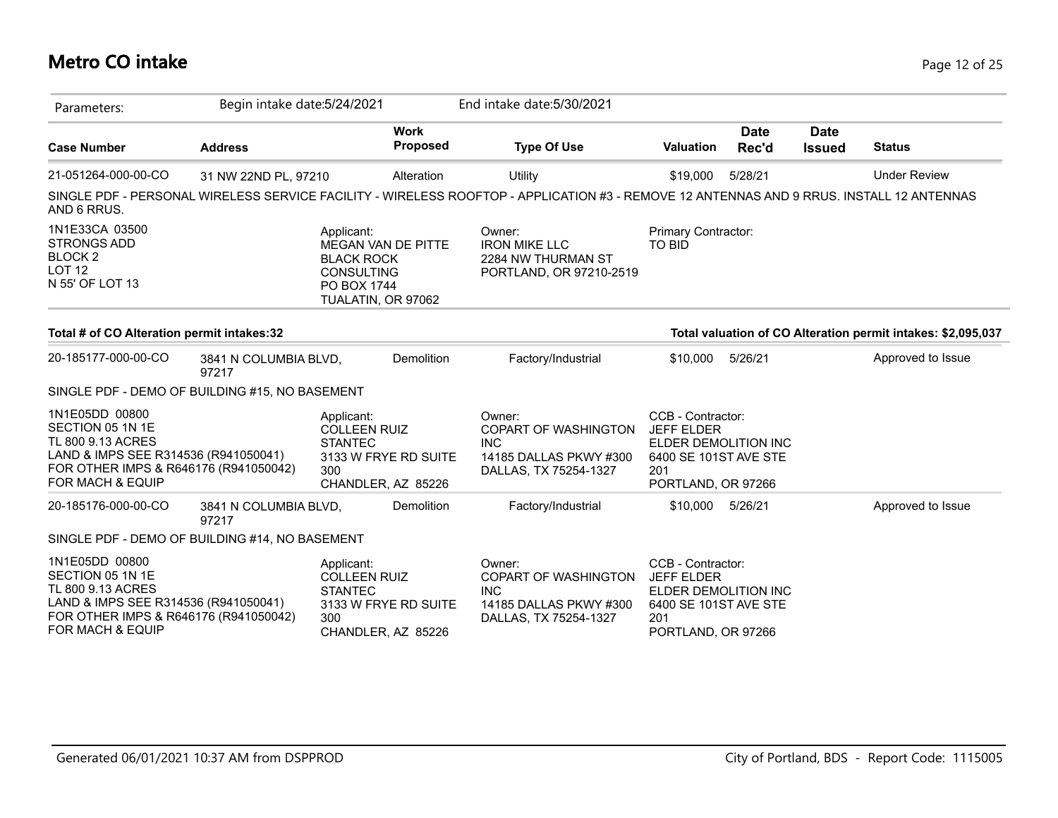# Metro CO intake

Parameters: Begin intake date:5/24/2021 End intake date:5/30/2021

| Case Number | Address | Work Proposed | Type Of Use | Valuation | Date Rec'd | Date Issued | Status |
|---|---|---|---|---|---|---|---|
| 21-051264-000-00-CO | 31 NW 22ND PL, 97210 | Alteration | Utility | $19,000 | 5/28/21 | | Under Review |

SINGLE PDF - PERSONAL WIRELESS SERVICE FACILITY - WIRELESS ROOFTOP - APPLICATION #3 - REMOVE 12 ANTENNAS AND 9 RRUS. INSTALL 12 ANTENNAS AND 6 RRUS.

1N1E33CA 03500
STRONGS ADD
BLOCK 2
LOT 12
N 55' OF LOT 13

Applicant:
MEGAN VAN DE PITTE
BLACK ROCK
CONSULTING
PO BOX 1744
TUALATIN, OR 97062

Owner:
IRON MIKE LLC
2284 NW THURMAN ST
PORTLAND, OR 97210-2519

Primary Contractor:
TO BID

**Total # of CO Alteration permit intakes:32**

**Total valuation of CO Alteration permit intakes: $2,095,037**

| Case Number | Address | Work Proposed | Type Of Use | Valuation | Date Rec'd | Date Issued | Status |
|---|---|---|---|---|---|---|---|
| 20-185177-000-00-CO | 3841 N COLUMBIA BLVD, 97217 | Demolition | Factory/Industrial | $10,000 | 5/26/21 | | Approved to Issue |

SINGLE PDF - DEMO OF BUILDING #15, NO BASEMENT

1N1E05DD 00800
SECTION 05 1N 1E
TL 800 9.13 ACRES
LAND & IMPS SEE R314536 (R941050041)
FOR OTHER IMPS & R646176 (R941050042)
FOR MACH & EQUIP

Applicant:
COLLEEN RUIZ
STANTEC
3133 W FRYE RD SUITE
300
CHANDLER, AZ 85226

Owner:
COPART OF WASHINGTON
INC
14185 DALLAS PKWY #300
DALLAS, TX 75254-1327

CCB - Contractor:
JEFF ELDER
ELDER DEMOLITION INC
6400 SE 101ST AVE STE
201
PORTLAND, OR 97266

| Case Number | Address | Work Proposed | Type Of Use | Valuation | Date Rec'd | Date Issued | Status |
|---|---|---|---|---|---|---|---|
| 20-185176-000-00-CO | 3841 N COLUMBIA BLVD, 97217 | Demolition | Factory/Industrial | $10,000 | 5/26/21 | | Approved to Issue |

SINGLE PDF - DEMO OF BUILDING #14, NO BASEMENT

1N1E05DD 00800
SECTION 05 1N 1E
TL 800 9.13 ACRES
LAND & IMPS SEE R314536 (R941050041)
FOR OTHER IMPS & R646176 (R941050042)
FOR MACH & EQUIP

Applicant:
COLLEEN RUIZ
STANTEC
3133 W FRYE RD SUITE
300
CHANDLER, AZ 85226

Owner:
COPART OF WASHINGTON
INC
14185 DALLAS PKWY #300
DALLAS, TX 75254-1327

CCB - Contractor:
JEFF ELDER
ELDER DEMOLITION INC
6400 SE 101ST AVE STE
201
PORTLAND, OR 97266

Generated 06/01/2021 10:37 AM from DSPPROD

City of Portland, BDS - Report Code: 1115005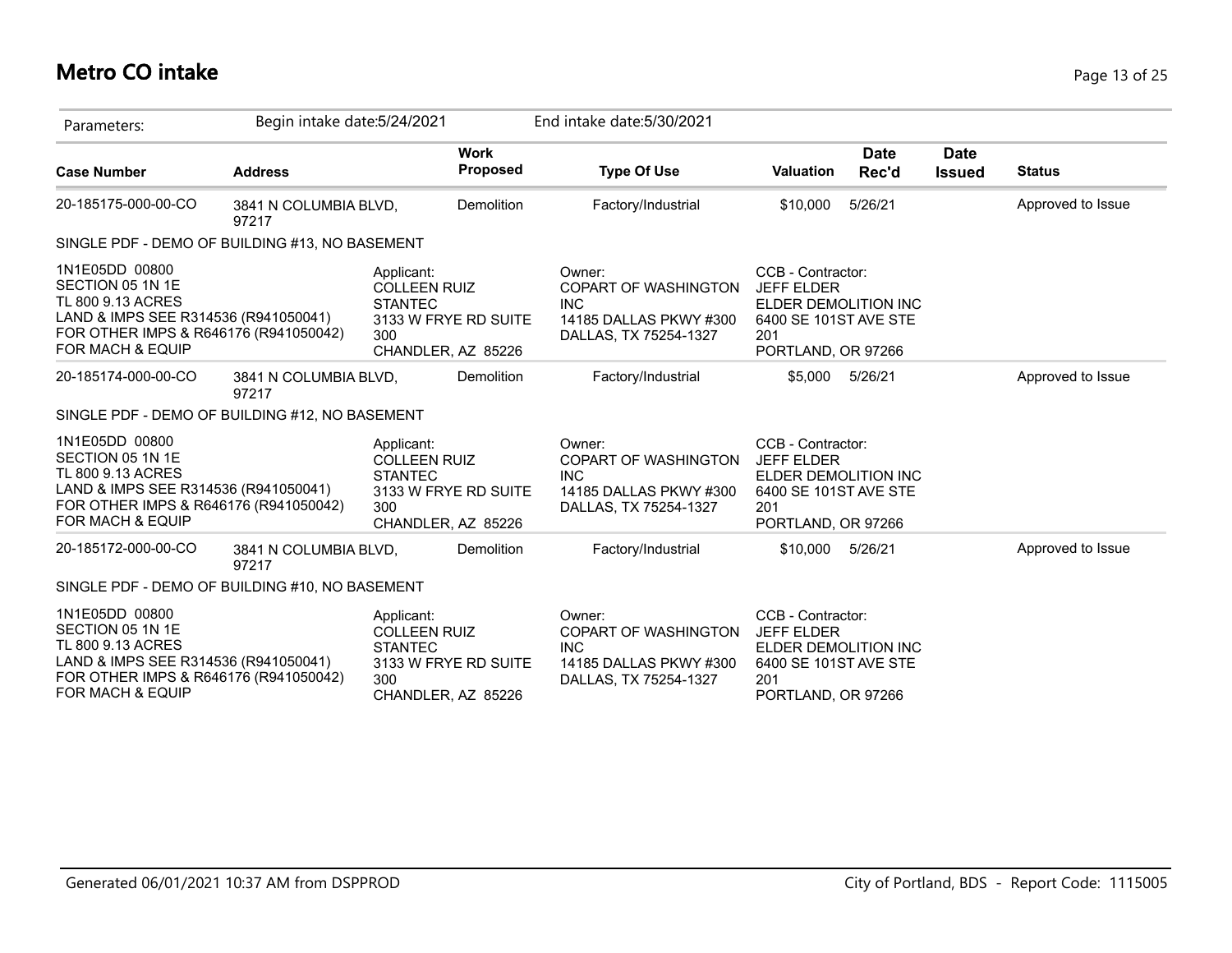# Metro CO intake

Parameters: Begin intake date:5/24/2021 End intake date:5/30/2021

| Case Number | Address | Work Proposed | Type Of Use | Valuation | Date Rec'd | Date Issued | Status |
|---|---|---|---|---|---|---|---|
| 20-185175-000-00-CO | 3841 N COLUMBIA BLVD, 97217 | Demolition | Factory/Industrial | $10,000 | 5/26/21 | | Approved to Issue |

SINGLE PDF - DEMO OF BUILDING #13, NO BASEMENT

| | | | |
|---|---|---|---|
| 1N1E05DD 00800<br>SECTION 05 1N 1E<br>TL 800 9.13 ACRES<br>LAND & IMPS SEE R314536 (R941050041)<br>FOR OTHER IMPS & R646176 (R941050042)<br>FOR MACH & EQUIP | Applicant:<br>COLLEEN RUIZ<br>STANTEC<br>3133 W FRYE RD SUITE 300<br>CHANDLER, AZ 85226 | Owner:<br>COPART OF WASHINGTON INC<br>14185 DALLAS PKWY #300<br>DALLAS, TX 75254-1327 | CCB - Contractor:<br>JEFF ELDER<br>ELDER DEMOLITION INC<br>6400 SE 101ST AVE STE 201<br>PORTLAND, OR 97266 |

| Case Number | Address | Work Proposed | Type Of Use | Valuation | Date Rec'd | Date Issued | Status |
|---|---|---|---|---|---|---|---|
| 20-185174-000-00-CO | 3841 N COLUMBIA BLVD, 97217 | Demolition | Factory/Industrial | $5,000 | 5/26/21 | | Approved to Issue |

SINGLE PDF - DEMO OF BUILDING #12, NO BASEMENT

| | | | |
|---|---|---|---|
| 1N1E05DD 00800<br>SECTION 05 1N 1E<br>TL 800 9.13 ACRES<br>LAND & IMPS SEE R314536 (R941050041)<br>FOR OTHER IMPS & R646176 (R941050042)<br>FOR MACH & EQUIP | Applicant:<br>COLLEEN RUIZ<br>STANTEC<br>3133 W FRYE RD SUITE 300<br>CHANDLER, AZ 85226 | Owner:<br>COPART OF WASHINGTON INC<br>14185 DALLAS PKWY #300<br>DALLAS, TX 75254-1327 | CCB - Contractor:<br>JEFF ELDER<br>ELDER DEMOLITION INC<br>6400 SE 101ST AVE STE 201<br>PORTLAND, OR 97266 |

| Case Number | Address | Work Proposed | Type Of Use | Valuation | Date Rec'd | Date Issued | Status |
|---|---|---|---|---|---|---|---|
| 20-185172-000-00-CO | 3841 N COLUMBIA BLVD, 97217 | Demolition | Factory/Industrial | $10,000 | 5/26/21 | | Approved to Issue |

SINGLE PDF - DEMO OF BUILDING #10, NO BASEMENT

| | | | |
|---|---|---|---|
| 1N1E05DD 00800<br>SECTION 05 1N 1E<br>TL 800 9.13 ACRES<br>LAND & IMPS SEE R314536 (R941050041)<br>FOR OTHER IMPS & R646176 (R941050042)<br>FOR MACH & EQUIP | Applicant:<br>COLLEEN RUIZ<br>STANTEC<br>3133 W FRYE RD SUITE 300<br>CHANDLER, AZ 85226 | Owner:<br>COPART OF WASHINGTON INC<br>14185 DALLAS PKWY #300<br>DALLAS, TX 75254-1327 | CCB - Contractor:<br>JEFF ELDER<br>ELDER DEMOLITION INC<br>6400 SE 101ST AVE STE 201<br>PORTLAND, OR 97266 |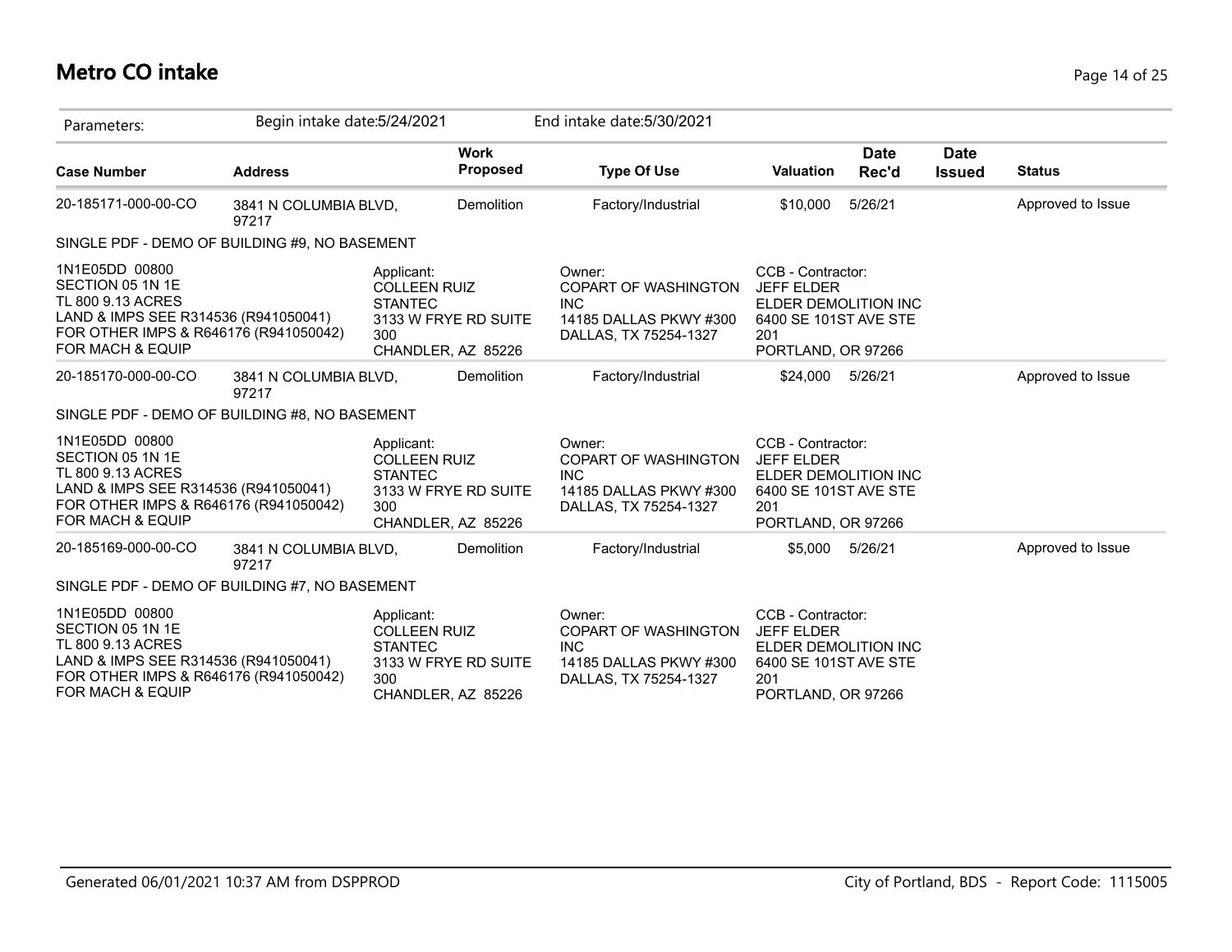# Metro CO intake

| Parameters: | Begin intake date:5/24/2021 | | End intake date:5/30/2021 | | | | |
|---|---|---|---|---|---|---|---|
| **Case Number** | **Address** | **Work Proposed** | **Type Of Use** | **Valuation** | **Date Rec'd** | **Date Issued** | **Status** |
| 20-185171-000-00-CO | 3841 N COLUMBIA BLVD, 97217 | Demolition | Factory/Industrial | $10,000 | 5/26/21 | | Approved to Issue |

SINGLE PDF - DEMO OF BUILDING #9, NO BASEMENT

1N1E05DD 00800
SECTION 05 1N 1E
TL 800 9.13 ACRES
LAND & IMPS SEE R314536 (R941050041)
FOR OTHER IMPS & R646176 (R941050042)
FOR MACH & EQUIP

Applicant:
COLLEEN RUIZ
STANTEC
3133 W FRYE RD SUITE 300
CHANDLER, AZ 85226

Owner:
COPART OF WASHINGTON INC
14185 DALLAS PKWY #300
DALLAS, TX 75254-1327

CCB - Contractor:
JEFF ELDER
ELDER DEMOLITION INC
6400 SE 101ST AVE STE 201
PORTLAND, OR 97266

| Case Number | Address | Work Proposed | Type Of Use | Valuation | Date Rec'd | Date Issued | Status |
|---|---|---|---|---|---|---|---|
| 20-185170-000-00-CO | 3841 N COLUMBIA BLVD, 97217 | Demolition | Factory/Industrial | $24,000 | 5/26/21 | | Approved to Issue |

SINGLE PDF - DEMO OF BUILDING #8, NO BASEMENT

1N1E05DD 00800
SECTION 05 1N 1E
TL 800 9.13 ACRES
LAND & IMPS SEE R314536 (R941050041)
FOR OTHER IMPS & R646176 (R941050042)
FOR MACH & EQUIP

Applicant:
COLLEEN RUIZ
STANTEC
3133 W FRYE RD SUITE 300
CHANDLER, AZ 85226

Owner:
COPART OF WASHINGTON INC
14185 DALLAS PKWY #300
DALLAS, TX 75254-1327

CCB - Contractor:
JEFF ELDER
ELDER DEMOLITION INC
6400 SE 101ST AVE STE 201
PORTLAND, OR 97266

| Case Number | Address | Work Proposed | Type Of Use | Valuation | Date Rec'd | Date Issued | Status |
|---|---|---|---|---|---|---|---|
| 20-185169-000-00-CO | 3841 N COLUMBIA BLVD, 97217 | Demolition | Factory/Industrial | $5,000 | 5/26/21 | | Approved to Issue |

SINGLE PDF - DEMO OF BUILDING #7, NO BASEMENT

1N1E05DD 00800
SECTION 05 1N 1E
TL 800 9.13 ACRES
LAND & IMPS SEE R314536 (R941050041)
FOR OTHER IMPS & R646176 (R941050042)
FOR MACH & EQUIP

Applicant:
COLLEEN RUIZ
STANTEC
3133 W FRYE RD SUITE 300
CHANDLER, AZ 85226

Owner:
COPART OF WASHINGTON INC
14185 DALLAS PKWY #300
DALLAS, TX 75254-1327

CCB - Contractor:
JEFF ELDER
ELDER DEMOLITION INC
6400 SE 101ST AVE STE 201
PORTLAND, OR 97266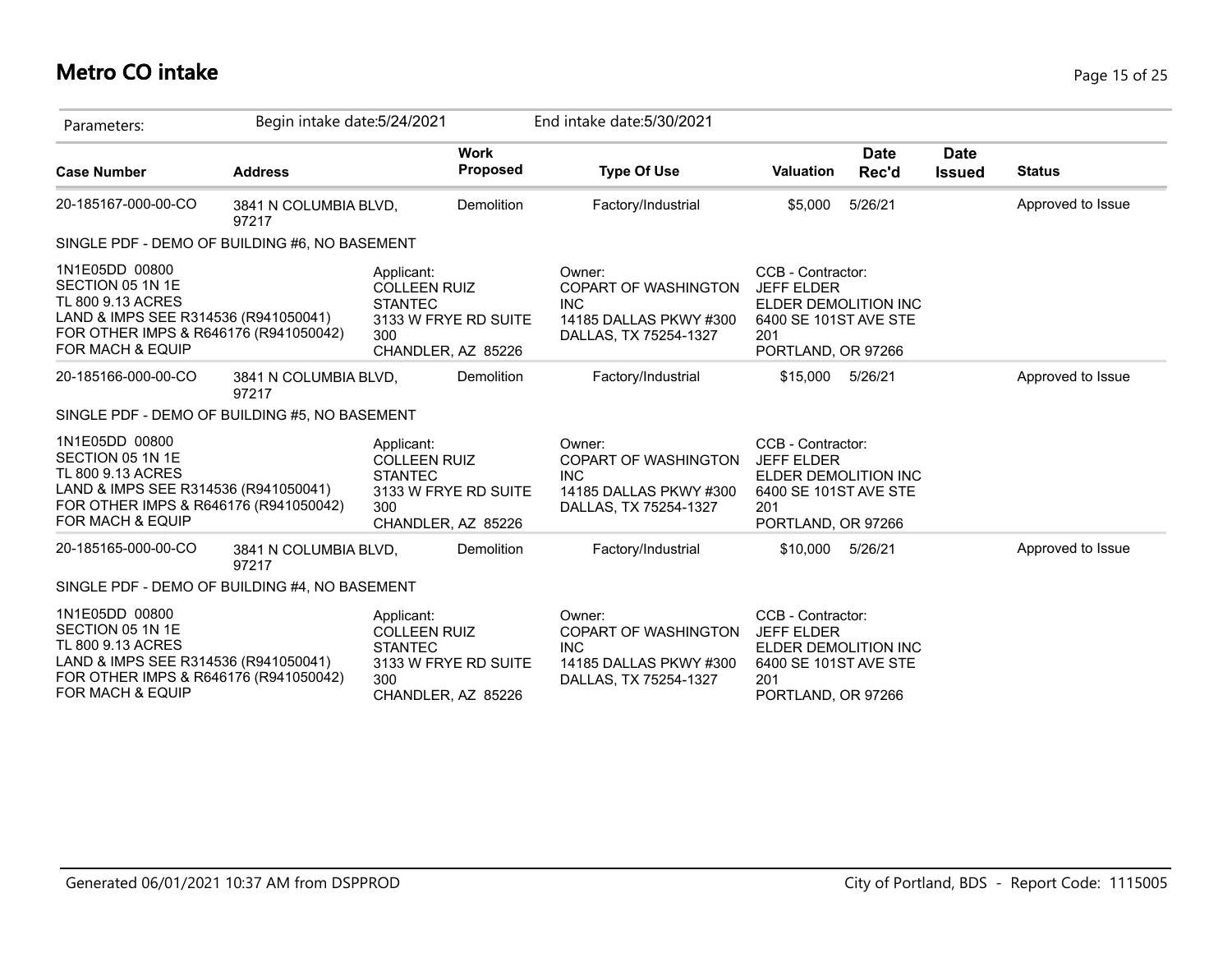# Metro CO intake

Parameters: Begin intake date:5/24/2021 End intake date:5/30/2021

| Case Number | Address | Work Proposed | Type Of Use | Valuation | Date Rec'd | Date Issued | Status |
|---|---|---|---|---|---|---|---|
| 20-185167-000-00-CO | 3841 N COLUMBIA BLVD, 97217 | Demolition | Factory/Industrial | $5,000 | 5/26/21 | | Approved to Issue |

SINGLE PDF - DEMO OF BUILDING #6, NO BASEMENT

| Property | Applicant | Owner | CCB - Contractor |
|---|---|---|---|
| 1N1E05DD 00800<br>SECTION 05 1N 1E<br>TL 800 9.13 ACRES<br>LAND & IMPS SEE R314536 (R941050041)<br>FOR OTHER IMPS & R646176 (R941050042)<br>FOR MACH & EQUIP | Applicant:<br>COLLEEN RUIZ<br>STANTEC<br>3133 W FRYE RD SUITE 300<br>CHANDLER, AZ 85226 | Owner:<br>COPART OF WASHINGTON INC<br>14185 DALLAS PKWY #300<br>DALLAS, TX 75254-1327 | CCB - Contractor:<br>JEFF ELDER<br>ELDER DEMOLITION INC<br>6400 SE 101ST AVE STE 201<br>PORTLAND, OR 97266 |

| Case Number | Address | Work Proposed | Type Of Use | Valuation | Date Rec'd | Date Issued | Status |
|---|---|---|---|---|---|---|---|
| 20-185166-000-00-CO | 3841 N COLUMBIA BLVD, 97217 | Demolition | Factory/Industrial | $15,000 | 5/26/21 | | Approved to Issue |

SINGLE PDF - DEMO OF BUILDING #5, NO BASEMENT

| Property | Applicant | Owner | CCB - Contractor |
|---|---|---|---|
| 1N1E05DD 00800<br>SECTION 05 1N 1E<br>TL 800 9.13 ACRES<br>LAND & IMPS SEE R314536 (R941050041)<br>FOR OTHER IMPS & R646176 (R941050042)<br>FOR MACH & EQUIP | Applicant:<br>COLLEEN RUIZ<br>STANTEC<br>3133 W FRYE RD SUITE 300<br>CHANDLER, AZ 85226 | Owner:<br>COPART OF WASHINGTON INC<br>14185 DALLAS PKWY #300<br>DALLAS, TX 75254-1327 | CCB - Contractor:<br>JEFF ELDER<br>ELDER DEMOLITION INC<br>6400 SE 101ST AVE STE 201<br>PORTLAND, OR 97266 |

| Case Number | Address | Work Proposed | Type Of Use | Valuation | Date Rec'd | Date Issued | Status |
|---|---|---|---|---|---|---|---|
| 20-185165-000-00-CO | 3841 N COLUMBIA BLVD, 97217 | Demolition | Factory/Industrial | $10,000 | 5/26/21 | | Approved to Issue |

SINGLE PDF - DEMO OF BUILDING #4, NO BASEMENT

| Property | Applicant | Owner | CCB - Contractor |
|---|---|---|---|
| 1N1E05DD 00800<br>SECTION 05 1N 1E<br>TL 800 9.13 ACRES<br>LAND & IMPS SEE R314536 (R941050041)<br>FOR OTHER IMPS & R646176 (R941050042)<br>FOR MACH & EQUIP | Applicant:<br>COLLEEN RUIZ<br>STANTEC<br>3133 W FRYE RD SUITE 300<br>CHANDLER, AZ 85226 | Owner:<br>COPART OF WASHINGTON INC<br>14185 DALLAS PKWY #300<br>DALLAS, TX 75254-1327 | CCB - Contractor:<br>JEFF ELDER<br>ELDER DEMOLITION INC<br>6400 SE 101ST AVE STE 201<br>PORTLAND, OR 97266 |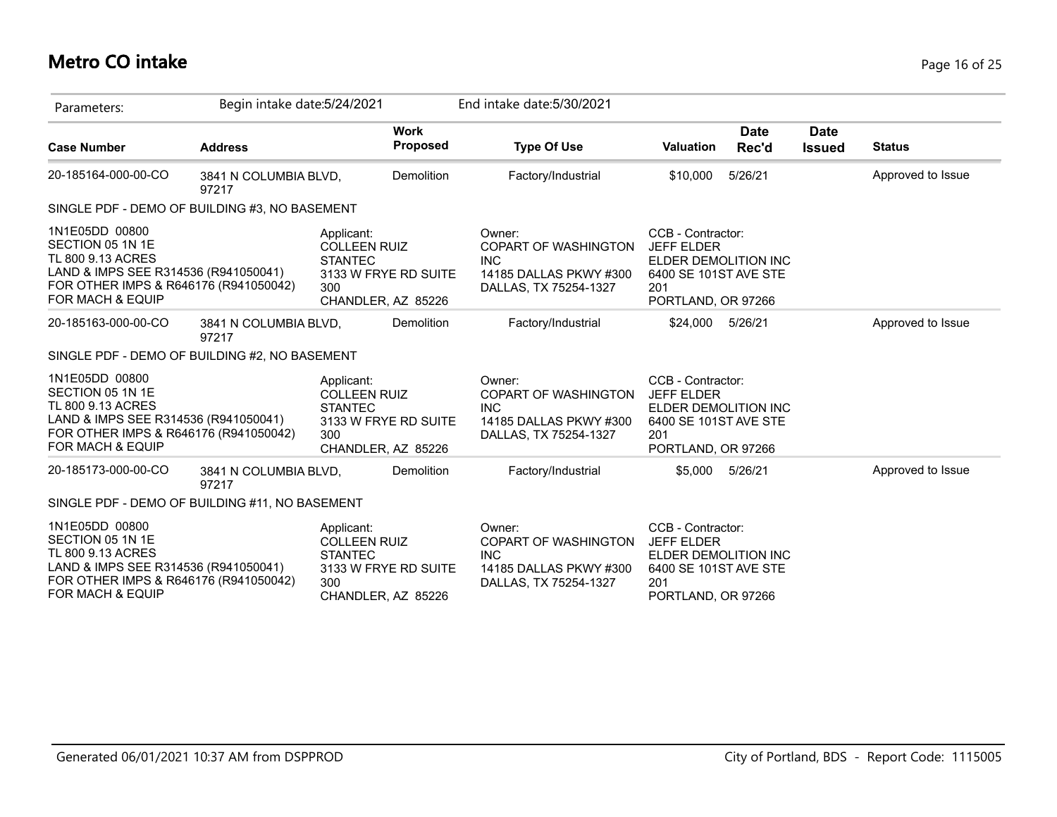# Metro CO intake

Parameters: Begin intake date:5/24/2021 End intake date:5/30/2021

| Case Number | Address | Work Proposed | Type Of Use | Valuation | Date Rec'd | Date Issued | Status |
|---|---|---|---|---|---|---|---|
| 20-185164-000-00-CO | 3841 N COLUMBIA BLVD, 97217 | Demolition | Factory/Industrial | $10,000 | 5/26/21 | | Approved to Issue |

SINGLE PDF - DEMO OF BUILDING #3, NO BASEMENT

1N1E05DD 00800
SECTION 05 1N 1E
TL 800 9.13 ACRES
LAND & IMPS SEE R314536 (R941050041)
FOR OTHER IMPS & R646176 (R941050042)
FOR MACH & EQUIP

Applicant:
COLLEEN RUIZ
STANTEC
3133 W FRYE RD SUITE 300
CHANDLER, AZ 85226

Owner:
COPART OF WASHINGTON INC
14185 DALLAS PKWY #300
DALLAS, TX 75254-1327

CCB - Contractor:
JEFF ELDER
ELDER DEMOLITION INC
6400 SE 101ST AVE STE 201
PORTLAND, OR 97266

| Case Number | Address | Work Proposed | Type Of Use | Valuation | Date Rec'd | Date Issued | Status |
|---|---|---|---|---|---|---|---|
| 20-185163-000-00-CO | 3841 N COLUMBIA BLVD, 97217 | Demolition | Factory/Industrial | $24,000 | 5/26/21 | | Approved to Issue |

SINGLE PDF - DEMO OF BUILDING #2, NO BASEMENT

1N1E05DD 00800
SECTION 05 1N 1E
TL 800 9.13 ACRES
LAND & IMPS SEE R314536 (R941050041)
FOR OTHER IMPS & R646176 (R941050042)
FOR MACH & EQUIP

Applicant:
COLLEEN RUIZ
STANTEC
3133 W FRYE RD SUITE 300
CHANDLER, AZ 85226

Owner:
COPART OF WASHINGTON INC
14185 DALLAS PKWY #300
DALLAS, TX 75254-1327

CCB - Contractor:
JEFF ELDER
ELDER DEMOLITION INC
6400 SE 101ST AVE STE 201
PORTLAND, OR 97266

| Case Number | Address | Work Proposed | Type Of Use | Valuation | Date Rec'd | Date Issued | Status |
|---|---|---|---|---|---|---|---|
| 20-185173-000-00-CO | 3841 N COLUMBIA BLVD, 97217 | Demolition | Factory/Industrial | $5,000 | 5/26/21 | | Approved to Issue |

SINGLE PDF - DEMO OF BUILDING #11, NO BASEMENT

1N1E05DD 00800
SECTION 05 1N 1E
TL 800 9.13 ACRES
LAND & IMPS SEE R314536 (R941050041)
FOR OTHER IMPS & R646176 (R941050042)
FOR MACH & EQUIP

Applicant:
COLLEEN RUIZ
STANTEC
3133 W FRYE RD SUITE 300
CHANDLER, AZ 85226

Owner:
COPART OF WASHINGTON INC
14185 DALLAS PKWY #300
DALLAS, TX 75254-1327

CCB - Contractor:
JEFF ELDER
ELDER DEMOLITION INC
6400 SE 101ST AVE STE 201
PORTLAND, OR 97266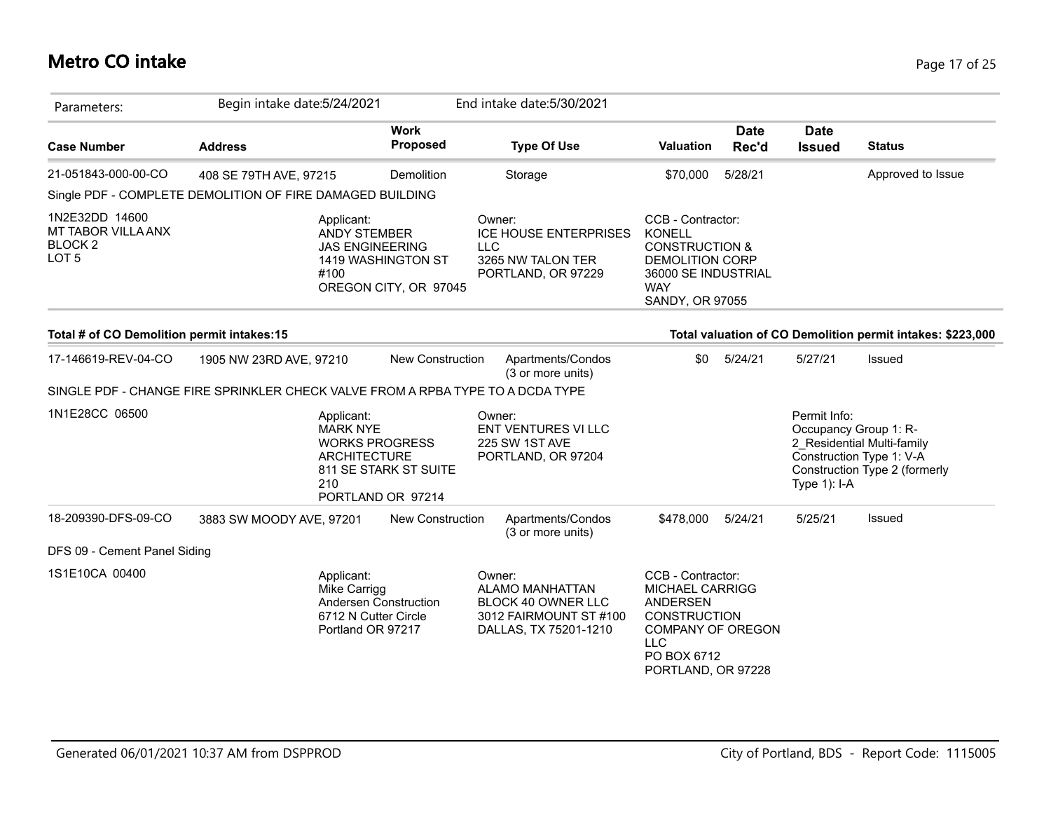# Metro CO intake

Parameters: Begin intake date:5/24/2021 End intake date:5/30/2021

| Case Number | Address | Work Proposed | Type Of Use | Valuation | Date Rec'd | Date Issued | Status |
|---|---|---|---|---|---|---|---|
| 21-051843-000-00-CO | 408 SE 79TH AVE, 97215 | Demolition | Storage | $70,000 | 5/28/21 | | Approved to Issue |

Single PDF - COMPLETE DEMOLITION OF FIRE DAMAGED BUILDING

1N2E32DD 14600
MT TABOR VILLA ANX
BLOCK 2
LOT 5

Applicant:
ANDY STEMBER
JAS ENGINEERING
1419 WASHINGTON ST #100
OREGON CITY, OR 97045

Owner:
ICE HOUSE ENTERPRISES LLC
3265 NW TALON TER
PORTLAND, OR 97229

CCB - Contractor:
KONELL CONSTRUCTION & DEMOLITION CORP
36000 SE INDUSTRIAL WAY
SANDY, OR 97055

**Total # of CO Demolition permit intakes:15**

**Total valuation of CO Demolition permit intakes: $223,000**

| Case Number | Address | Work Proposed | Type Of Use | Valuation | Date Rec'd | Date Issued | Status |
|---|---|---|---|---|---|---|---|
| 17-146619-REV-04-CO | 1905 NW 23RD AVE, 97210 | New Construction | Apartments/Condos (3 or more units) | $0 | 5/24/21 | 5/27/21 | Issued |

SINGLE PDF - CHANGE FIRE SPRINKLER CHECK VALVE FROM A RPBA TYPE TO A DCDA TYPE

1N1E28CC 06500

Applicant:
MARK NYE
WORKS PROGRESS ARCHITECTURE
811 SE STARK ST SUITE 210
PORTLAND OR 97214

Owner:
ENT VENTURES VI LLC
225 SW 1ST AVE
PORTLAND, OR 97204

Permit Info:
Occupancy Group 1: R-2_Residential Multi-family
Construction Type 1: V-A
Construction Type 2 (formerly Type 1): I-A

| Case Number | Address | Work Proposed | Type Of Use | Valuation | Date Rec'd | Date Issued | Status |
|---|---|---|---|---|---|---|---|
| 18-209390-DFS-09-CO | 3883 SW MOODY AVE, 97201 | New Construction | Apartments/Condos (3 or more units) | $478,000 | 5/24/21 | 5/25/21 | Issued |

DFS 09 - Cement Panel Siding

1S1E10CA 00400

Applicant:
Mike Carrigg
Andersen Construction
6712 N Cutter Circle
Portland OR 97217

Owner:
ALAMO MANHATTAN BLOCK 40 OWNER LLC
3012 FAIRMOUNT ST #100
DALLAS, TX 75201-1210

CCB - Contractor:
MICHAEL CARRIGG
ANDERSEN CONSTRUCTION COMPANY OF OREGON LLC
PO BOX 6712
PORTLAND, OR 97228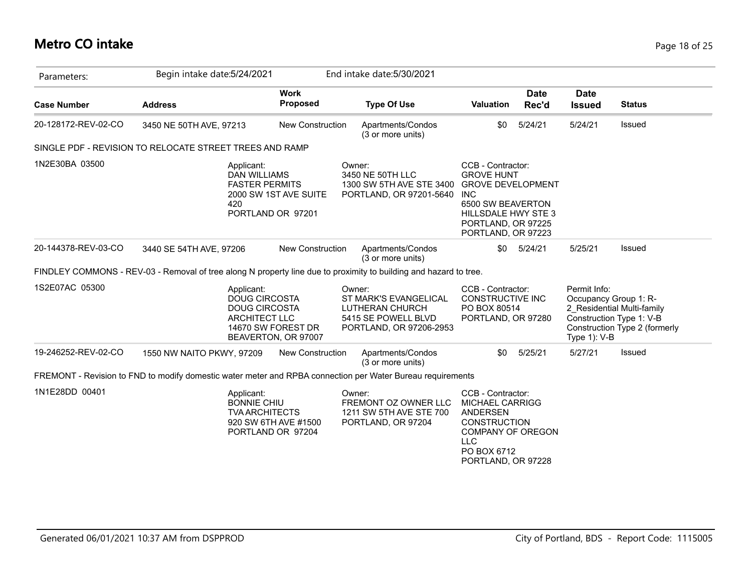# Metro CO intake

| Parameters: | Begin intake date:5/24/2021 | | End intake date:5/30/2021 | | | | |
|---|---|---|---|---|---|---|---|
| **Case Number** | **Address** | **Work Proposed** | **Type Of Use** | **Valuation** | **Date Rec'd** | **Date Issued** | **Status** |
| 20-128172-REV-02-CO | 3450 NE 50TH AVE, 97213 | New Construction | Apartments/Condos (3 or more units) | $0 | 5/24/21 | 5/24/21 | Issued |

SINGLE PDF - REVISION TO RELOCATE STREET TREES AND RAMP

1N2E30BA 03500

Applicant:
DAN WILLIAMS
FASTER PERMITS
2000 SW 1ST AVE SUITE 420
PORTLAND OR 97201

Owner:
3450 NE 50TH LLC
1300 SW 5TH AVE STE 3400
PORTLAND, OR 97201-5640

CCB - Contractor:
GROVE HUNT
GROVE DEVELOPMENT INC
6500 SW BEAVERTON HILLSDALE HWY STE 3
PORTLAND, OR 97225
PORTLAND, OR 97223

| Case Number | Address | Work Proposed | Type Of Use | Valuation | Date Rec'd | Date Issued | Status |
|---|---|---|---|---|---|---|---|
| 20-144378-REV-03-CO | 3440 SE 54TH AVE, 97206 | New Construction | Apartments/Condos (3 or more units) | $0 | 5/24/21 | 5/25/21 | Issued |

FINDLEY COMMONS - REV-03 - Removal of tree along N property line due to proximity to building and hazard to tree.

1S2E07AC 05300

Applicant:
DOUG CIRCOSTA
DOUG CIRCOSTA ARCHITECT LLC
14670 SW FOREST DR
BEAVERTON, OR 97007

Owner:
ST MARK'S EVANGELICAL LUTHERAN CHURCH
5415 SE POWELL BLVD
PORTLAND, OR 97206-2953

CCB - Contractor:
CONSTRUCTIVE INC
PO BOX 80514
PORTLAND, OR 97280

Permit Info:
Occupancy Group 1: R-2_Residential Multi-family
Construction Type 1: V-B
Construction Type 2 (formerly Type 1): V-B

| Case Number | Address | Work Proposed | Type Of Use | Valuation | Date Rec'd | Date Issued | Status |
|---|---|---|---|---|---|---|---|
| 19-246252-REV-02-CO | 1550 NW NAITO PKWY, 97209 | New Construction | Apartments/Condos (3 or more units) | $0 | 5/25/21 | 5/27/21 | Issued |

FREMONT - Revision to FND to modify domestic water meter and RPBA connection per Water Bureau requirements

1N1E28DD 00401

Applicant:
BONNIE CHIU
TVA ARCHITECTS
920 SW 6TH AVE #1500
PORTLAND OR 97204

Owner:
FREMONT OZ OWNER LLC
1211 SW 5TH AVE STE 700
PORTLAND, OR 97204

CCB - Contractor:
MICHAEL CARRIGG
ANDERSEN CONSTRUCTION COMPANY OF OREGON LLC
PO BOX 6712
PORTLAND, OR 97228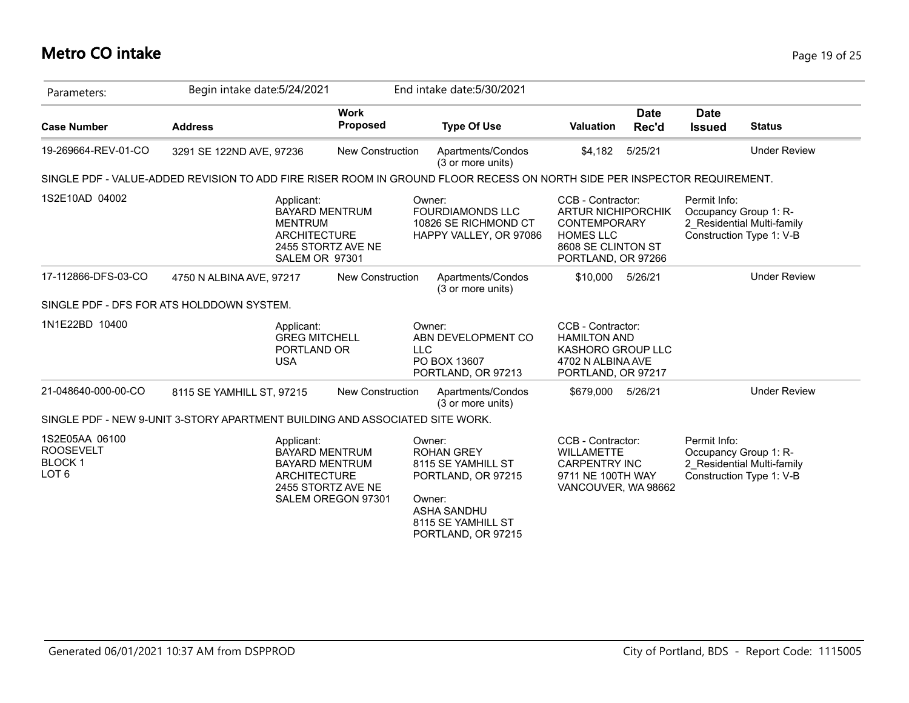# Metro CO intake

Parameters: Begin intake date:5/24/2021 End intake date:5/30/2021

| Case Number | Address | Work Proposed | Type Of Use | Valuation | Date Rec'd | Date Issued | Status |
|---|---|---|---|---|---|---|---|
| 19-269664-REV-01-CO | 3291 SE 122ND AVE, 97236 | New Construction | Apartments/Condos (3 or more units) | $4,182 | 5/25/21 | | Under Review |

SINGLE PDF - VALUE-ADDED REVISION TO ADD FIRE RISER ROOM IN GROUND FLOOR RECESS ON NORTH SIDE PER INSPECTOR REQUIREMENT.

1S2E10AD 04002

Applicant: BAYARD MENTRUM MENTRUM ARCHITECTURE 2455 STORTZ AVE NE SALEM OR 97301

Owner: FOURDIAMONDS LLC 10826 SE RICHMOND CT HAPPY VALLEY, OR 97086

CCB - Contractor: ARTUR NICHIPORCHIK CONTEMPORARY HOMES LLC 8608 SE CLINTON ST PORTLAND, OR 97266

Permit Info: Occupancy Group 1: R-2_Residential Multi-family Construction Type 1: V-B

| Case Number | Address | Work Proposed | Type Of Use | Valuation | Date Rec'd | Date Issued | Status |
|---|---|---|---|---|---|---|---|
| 17-112866-DFS-03-CO | 4750 N ALBINA AVE, 97217 | New Construction | Apartments/Condos (3 or more units) | $10,000 | 5/26/21 | | Under Review |

SINGLE PDF - DFS FOR ATS HOLDDOWN SYSTEM.

1N1E22BD 10400

Applicant: GREG MITCHELL PORTLAND OR USA

Owner: ABN DEVELOPMENT CO LLC PO BOX 13607 PORTLAND, OR 97213

CCB - Contractor: HAMILTON AND KASHORO GROUP LLC 4702 N ALBINA AVE PORTLAND, OR 97217

| Case Number | Address | Work Proposed | Type Of Use | Valuation | Date Rec'd | Date Issued | Status |
|---|---|---|---|---|---|---|---|
| 21-048640-000-00-CO | 8115 SE YAMHILL ST, 97215 | New Construction | Apartments/Condos (3 or more units) | $679,000 | 5/26/21 | | Under Review |

SINGLE PDF - NEW 9-UNIT 3-STORY APARTMENT BUILDING AND ASSOCIATED SITE WORK.

1S2E05AA 06100 ROOSEVELT BLOCK 1 LOT 6

Applicant: BAYARD MENTRUM BAYARD MENTRUM ARCHITECTURE 2455 STORTZ AVE NE SALEM OREGON 97301

Owner: ROHAN GREY 8115 SE YAMHILL ST PORTLAND, OR 97215

Owner: ASHA SANDHU 8115 SE YAMHILL ST PORTLAND, OR 97215

CCB - Contractor: WILLAMETTE CARPENTRY INC 9711 NE 100TH WAY VANCOUVER, WA 98662

Permit Info: Occupancy Group 1: R-2_Residential Multi-family Construction Type 1: V-B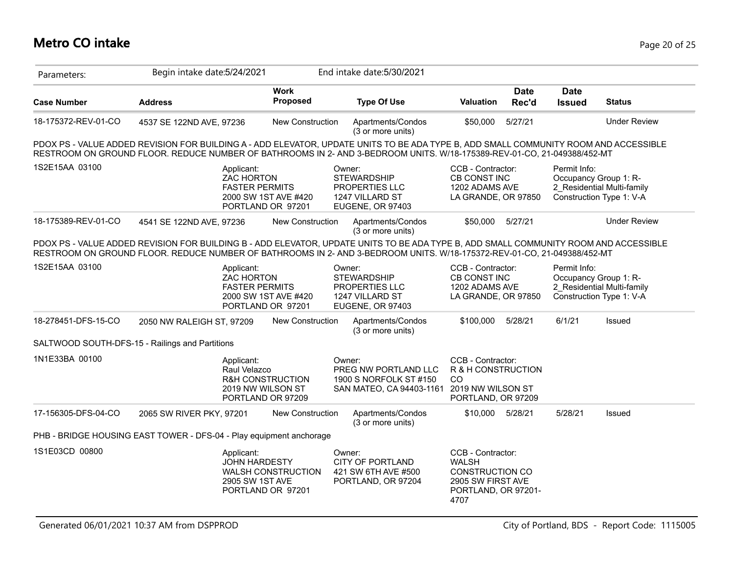# Metro CO intake

| Parameters: | Begin intake date:5/24/2021 | | End intake date:5/30/2021 | | | | |
|---|---|---|---|---|---|---|---|
| **Case Number** | **Address** | **Work Proposed** | **Type Of Use** | **Valuation** | **Date Rec'd** | **Date Issued** | **Status** |
| 18-175372-REV-01-CO | 4537 SE 122ND AVE, 97236 | New Construction | Apartments/Condos (3 or more units) | $50,000 | 5/27/21 | | Under Review |

PDOX PS - VALUE ADDED REVISION FOR BUILDING A - ADD ELEVATOR, UPDATE UNITS TO BE ADA TYPE B, ADD SMALL COMMUNITY ROOM AND ACCESSIBLE RESTROOM ON GROUND FLOOR. REDUCE NUMBER OF BATHROOMS IN 2- AND 3-BEDROOM UNITS. W/18-175389-REV-01-CO, 21-049388/452-MT

1S2E15AA 03100

- Applicant: ZAC HORTON, FASTER PERMITS, 2000 SW 1ST AVE #420, PORTLAND OR 97201
- Owner: STEWARDSHIP PROPERTIES LLC, 1247 VILLARD ST, EUGENE, OR 97403
- CCB - Contractor: CB CONST INC, 1202 ADAMS AVE, LA GRANDE, OR 97850
- Permit Info: Occupancy Group 1: R-2_Residential Multi-family, Construction Type 1: V-A

| Case Number | Address | Work Proposed | Type Of Use | Valuation | Date Rec'd | Date Issued | Status |
|---|---|---|---|---|---|---|---|
| 18-175389-REV-01-CO | 4541 SE 122ND AVE, 97236 | New Construction | Apartments/Condos (3 or more units) | $50,000 | 5/27/21 | | Under Review |

PDOX PS - VALUE ADDED REVISION FOR BUILDING B - ADD ELEVATOR, UPDATE UNITS TO BE ADA TYPE B, ADD SMALL COMMUNITY ROOM AND ACCESSIBLE RESTROOM ON GROUND FLOOR. REDUCE NUMBER OF BATHROOMS IN 2- AND 3-BEDROOM UNITS. W/18-175372-REV-01-CO, 21-049388/452-MT

1S2E15AA 03100

- Applicant: ZAC HORTON, FASTER PERMITS, 2000 SW 1ST AVE #420, PORTLAND OR 97201
- Owner: STEWARDSHIP PROPERTIES LLC, 1247 VILLARD ST, EUGENE, OR 97403
- CCB - Contractor: CB CONST INC, 1202 ADAMS AVE, LA GRANDE, OR 97850
- Permit Info: Occupancy Group 1: R-2_Residential Multi-family, Construction Type 1: V-A

| Case Number | Address | Work Proposed | Type Of Use | Valuation | Date Rec'd | Date Issued | Status |
|---|---|---|---|---|---|---|---|
| 18-278451-DFS-15-CO | 2050 NW RALEIGH ST, 97209 | New Construction | Apartments/Condos (3 or more units) | $100,000 | 5/28/21 | 6/1/21 | Issued |

SALTWOOD SOUTH-DFS-15 - Railings and Partitions

1N1E33BA 00100

- Applicant: Raul Velazco, R&H CONSTRUCTION, 2019 NW WILSON ST, PORTLAND OR 97209
- Owner: PREG NW PORTLAND LLC, 1900 S NORFOLK ST #150, SAN MATEO, CA 94403-1161
- CCB - Contractor: R & H CONSTRUCTION CO, 2019 NW WILSON ST, PORTLAND, OR 97209

| Case Number | Address | Work Proposed | Type Of Use | Valuation | Date Rec'd | Date Issued | Status |
|---|---|---|---|---|---|---|---|
| 17-156305-DFS-04-CO | 2065 SW RIVER PKY, 97201 | New Construction | Apartments/Condos (3 or more units) | $10,000 | 5/28/21 | 5/28/21 | Issued |

PHB - BRIDGE HOUSING EAST TOWER - DFS-04 - Play equipment anchorage

1S1E03CD 00800

- Applicant: JOHN HARDESTY, WALSH CONSTRUCTION, 2905 SW 1ST AVE, PORTLAND OR 97201
- Owner: CITY OF PORTLAND, 421 SW 6TH AVE #500, PORTLAND, OR 97204
- CCB - Contractor: WALSH CONSTRUCTION CO, 2905 SW FIRST AVE, PORTLAND, OR 97201-4707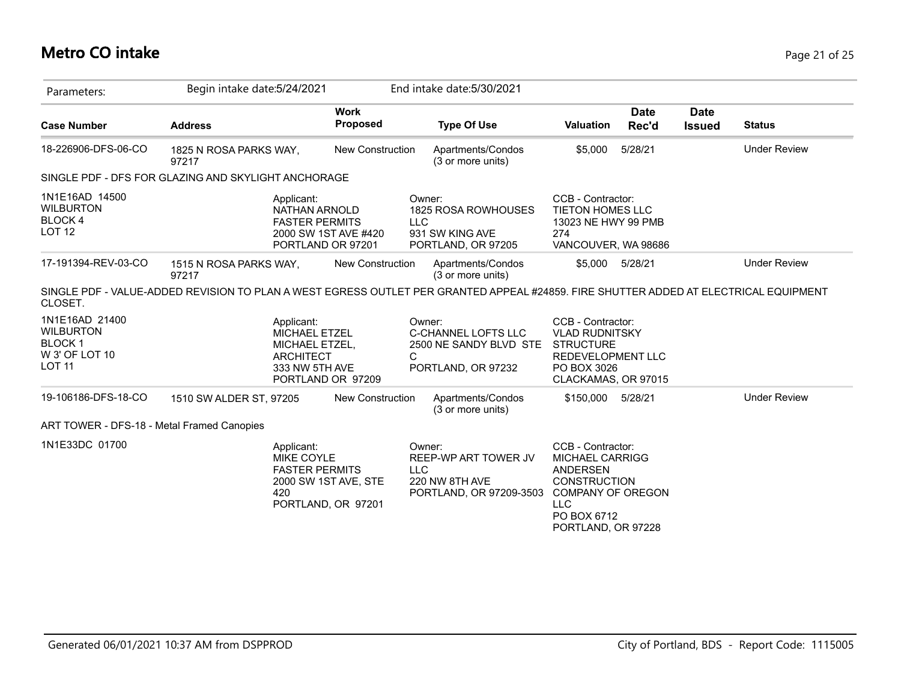# Metro CO intake

Parameters: Begin intake date:5/24/2021 End intake date:5/30/2021

| Case Number | Address | Work Proposed | Type Of Use | Valuation | Date Rec'd | Date Issued | Status |
|---|---|---|---|---|---|---|---|
| 18-226906-DFS-06-CO | 1825 N ROSA PARKS WAY, 97217 | New Construction | Apartments/Condos (3 or more units) | $5,000 | 5/28/21 | | Under Review |

SINGLE PDF - DFS FOR GLAZING AND SKYLIGHT ANCHORAGE

1N1E16AD 14500
WILBURTON
BLOCK 4
LOT 12

Applicant:
NATHAN ARNOLD
FASTER PERMITS
2000 SW 1ST AVE #420
PORTLAND OR 97201

Owner:
1825 ROSA ROWHOUSES LLC
931 SW KING AVE
PORTLAND, OR 97205

CCB - Contractor:
TIETON HOMES LLC
13023 NE HWY 99 PMB 274
VANCOUVER, WA 98686

| Case Number | Address | Work Proposed | Type Of Use | Valuation | Date Rec'd | Date Issued | Status |
|---|---|---|---|---|---|---|---|
| 17-191394-REV-03-CO | 1515 N ROSA PARKS WAY, 97217 | New Construction | Apartments/Condos (3 or more units) | $5,000 | 5/28/21 | | Under Review |

SINGLE PDF - VALUE-ADDED REVISION TO PLAN A WEST EGRESS OUTLET PER GRANTED APPEAL #24859. FIRE SHUTTER ADDED AT ELECTRICAL EQUIPMENT CLOSET.

1N1E16AD 21400
WILBURTON
BLOCK 1
W 3' OF LOT 10
LOT 11

Applicant:
MICHAEL ETZEL
MICHAEL ETZEL, ARCHITECT
333 NW 5TH AVE
PORTLAND OR 97209

Owner:
C-CHANNEL LOFTS LLC
2500 NE SANDY BLVD STE C
PORTLAND, OR 97232

CCB - Contractor:
VLAD RUDNITSKY
STRUCTURE REDEVELOPMENT LLC
PO BOX 3026
CLACKAMAS, OR 97015

| Case Number | Address | Work Proposed | Type Of Use | Valuation | Date Rec'd | Date Issued | Status |
|---|---|---|---|---|---|---|---|
| 19-106186-DFS-18-CO | 1510 SW ALDER ST, 97205 | New Construction | Apartments/Condos (3 or more units) | $150,000 | 5/28/21 | | Under Review |

ART TOWER - DFS-18 - Metal Framed Canopies

1N1E33DC 01700

Applicant:
MIKE COYLE
FASTER PERMITS
2000 SW 1ST AVE, STE 420
PORTLAND, OR 97201

Owner:
REEP-WP ART TOWER JV LLC
220 NW 8TH AVE
PORTLAND, OR 97209-3503

CCB - Contractor:
MICHAEL CARRIGG
ANDERSEN CONSTRUCTION COMPANY OF OREGON LLC
PO BOX 6712
PORTLAND, OR 97228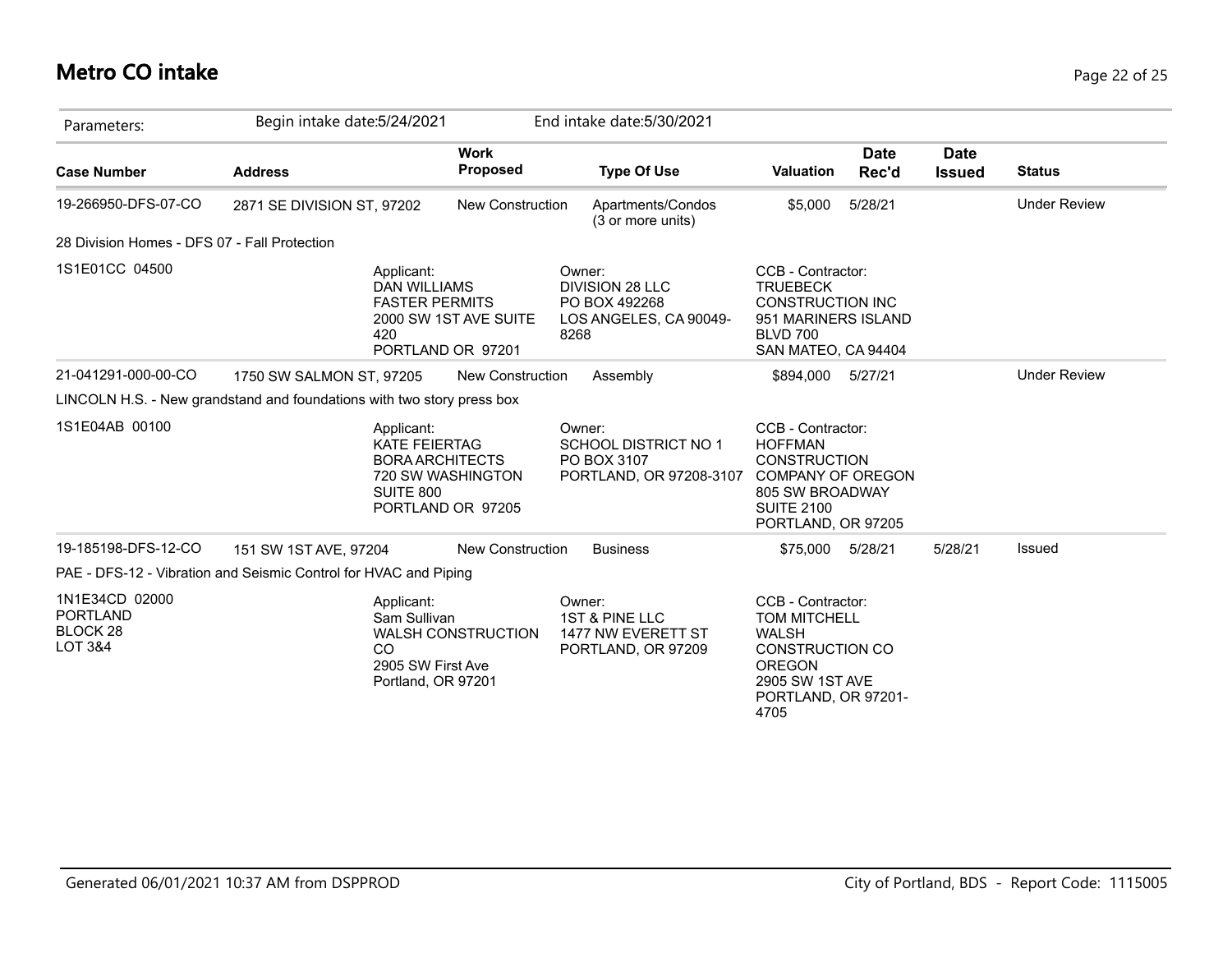# Metro CO intake

| Parameters: | Begin intake date:5/24/2021 | | End intake date:5/30/2021 | | | | |
|---|---|---|---|---|---|---|---|
| **Case Number** | **Address** | **Work Proposed** | **Type Of Use** | **Valuation** | **Date Rec'd** | **Date Issued** | **Status** |
| 19-266950-DFS-07-CO | 2871 SE DIVISION ST, 97202 | New Construction | Apartments/Condos (3 or more units) | $5,000 | 5/28/21 | | Under Review |
| 28 Division Homes - DFS 07 - Fall Protection | | | | | | | |
| 1S1E01CC 04500 | Applicant: DAN WILLIAMS FASTER PERMITS 2000 SW 1ST AVE SUITE 420 PORTLAND OR 97201 | | Owner: DIVISION 28 LLC PO BOX 492268 LOS ANGELES, CA 90049-8268 | CCB - Contractor: TRUEBECK CONSTRUCTION INC 951 MARINERS ISLAND BLVD 700 SAN MATEO, CA 94404 | | | |
| 21-041291-000-00-CO | 1750 SW SALMON ST, 97205 | New Construction | Assembly | $894,000 | 5/27/21 | | Under Review |
| LINCOLN H.S. - New grandstand and foundations with two story press box | | | | | | | |
| 1S1E04AB 00100 | Applicant: KATE FEIERTAG BORA ARCHITECTS 720 SW WASHINGTON SUITE 800 PORTLAND OR 97205 | | Owner: SCHOOL DISTRICT NO 1 PO BOX 3107 PORTLAND, OR 97208-3107 | CCB - Contractor: HOFFMAN CONSTRUCTION COMPANY OF OREGON 805 SW BROADWAY SUITE 2100 PORTLAND, OR 97205 | | | |
| 19-185198-DFS-12-CO | 151 SW 1ST AVE, 97204 | New Construction | Business | $75,000 | 5/28/21 | 5/28/21 | Issued |
| PAE - DFS-12 - Vibration and Seismic Control for HVAC and Piping | | | | | | | |
| 1N1E34CD 02000 PORTLAND BLOCK 28 LOT 3&4 | Applicant: Sam Sullivan WALSH CONSTRUCTION CO 2905 SW First Ave Portland, OR 97201 | | Owner: 1ST & PINE LLC 1477 NW EVERETT ST PORTLAND, OR 97209 | CCB - Contractor: TOM MITCHELL WALSH CONSTRUCTION CO OREGON 2905 SW 1ST AVE PORTLAND, OR 97201-4705 | | | |

Generated 06/01/2021 10:37 AM from DSPPROD

City of Portland, BDS - Report Code: 1115005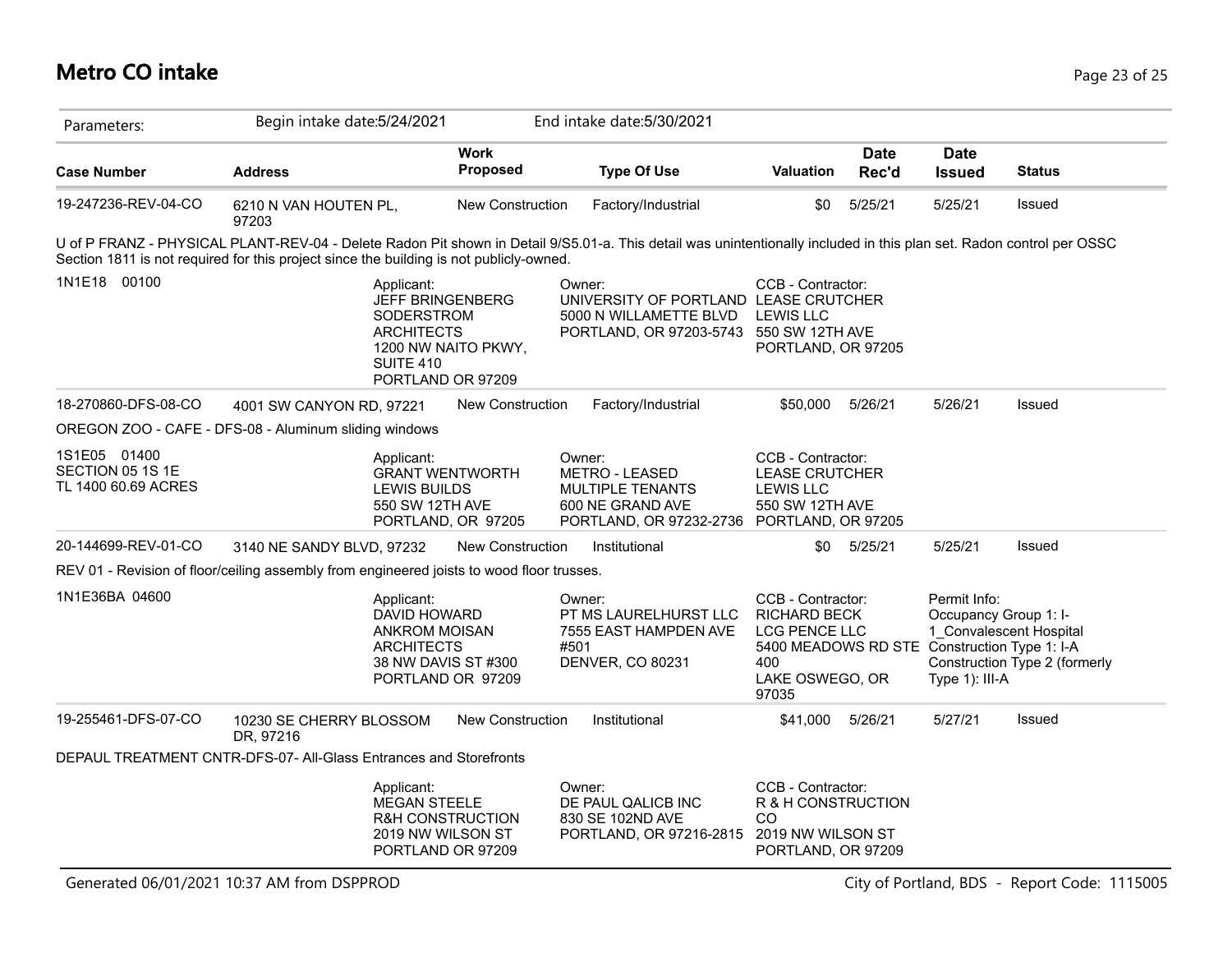# Metro CO intake

Parameters: Begin intake date:5/24/2021 End intake date:5/30/2021

| Case Number | Address | Work Proposed | Type Of Use | Valuation | Date Rec'd | Date Issued | Status |
|---|---|---|---|---|---|---|---|
| 19-247236-REV-04-CO | 6210 N VAN HOUTEN PL, 97203 | New Construction | Factory/Industrial | $0 | 5/25/21 | 5/25/21 | Issued |

U of P FRANZ - PHYSICAL PLANT-REV-04 - Delete Radon Pit shown in Detail 9/S5.01-a. This detail was unintentionally included in this plan set. Radon control per OSSC Section 1811 is not required for this project since the building is not publicly-owned.

1N1E18 00100

Applicant:
JEFF BRINGENBERG
SODERSTROM ARCHITECTS
1200 NW NAITO PKWY, SUITE 410
PORTLAND OR 97209

Owner:
UNIVERSITY OF PORTLAND
5000 N WILLAMETTE BLVD
PORTLAND, OR 97203-5743

CCB - Contractor:
LEASE CRUTCHER LEWIS LLC
550 SW 12TH AVE
PORTLAND, OR 97205

| Case Number | Address | Work Proposed | Type Of Use | Valuation | Date Rec'd | Date Issued | Status |
|---|---|---|---|---|---|---|---|
| 18-270860-DFS-08-CO | 4001 SW CANYON RD, 97221 | New Construction | Factory/Industrial | $50,000 | 5/26/21 | 5/26/21 | Issued |

OREGON ZOO - CAFE - DFS-08 - Aluminum sliding windows

1S1E05 01400
SECTION 05 1S 1E
TL 1400 60.69 ACRES

Applicant:
GRANT WENTWORTH
LEWIS BUILDS
550 SW 12TH AVE
PORTLAND, OR 97205

Owner:
METRO - LEASED
MULTIPLE TENANTS
600 NE GRAND AVE
PORTLAND, OR 97232-2736

CCB - Contractor:
LEASE CRUTCHER LEWIS LLC
550 SW 12TH AVE
PORTLAND, OR 97205

| Case Number | Address | Work Proposed | Type Of Use | Valuation | Date Rec'd | Date Issued | Status |
|---|---|---|---|---|---|---|---|
| 20-144699-REV-01-CO | 3140 NE SANDY BLVD, 97232 | New Construction | Institutional | $0 | 5/25/21 | 5/25/21 | Issued |

REV 01 - Revision of floor/ceiling assembly from engineered joists to wood floor trusses.

1N1E36BA 04600

Applicant:
DAVID HOWARD
ANKROM MOISAN ARCHITECTS
38 NW DAVIS ST #300
PORTLAND OR 97209

Owner:
PT MS LAURELHURST LLC
7555 EAST HAMPDEN AVE #501
DENVER, CO 80231

CCB - Contractor:
RICHARD BECK
LCG PENCE LLC
5400 MEADOWS RD STE 400
LAKE OSWEGO, OR 97035

Permit Info:
Occupancy Group 1: I-1_Convalescent Hospital
Construction Type 1: I-A
Construction Type 2 (formerly Type 1): III-A

| Case Number | Address | Work Proposed | Type Of Use | Valuation | Date Rec'd | Date Issued | Status |
|---|---|---|---|---|---|---|---|
| 19-255461-DFS-07-CO | 10230 SE CHERRY BLOSSOM DR, 97216 | New Construction | Institutional | $41,000 | 5/26/21 | 5/27/21 | Issued |

DEPAUL TREATMENT CNTR-DFS-07- All-Glass Entrances and Storefronts

Applicant:
MEGAN STEELE
R&H CONSTRUCTION
2019 NW WILSON ST
PORTLAND OR 97209

Owner:
DE PAUL QALICB INC
830 SE 102ND AVE
PORTLAND, OR 97216-2815

CCB - Contractor:
R & H CONSTRUCTION CO
2019 NW WILSON ST
PORTLAND, OR 97209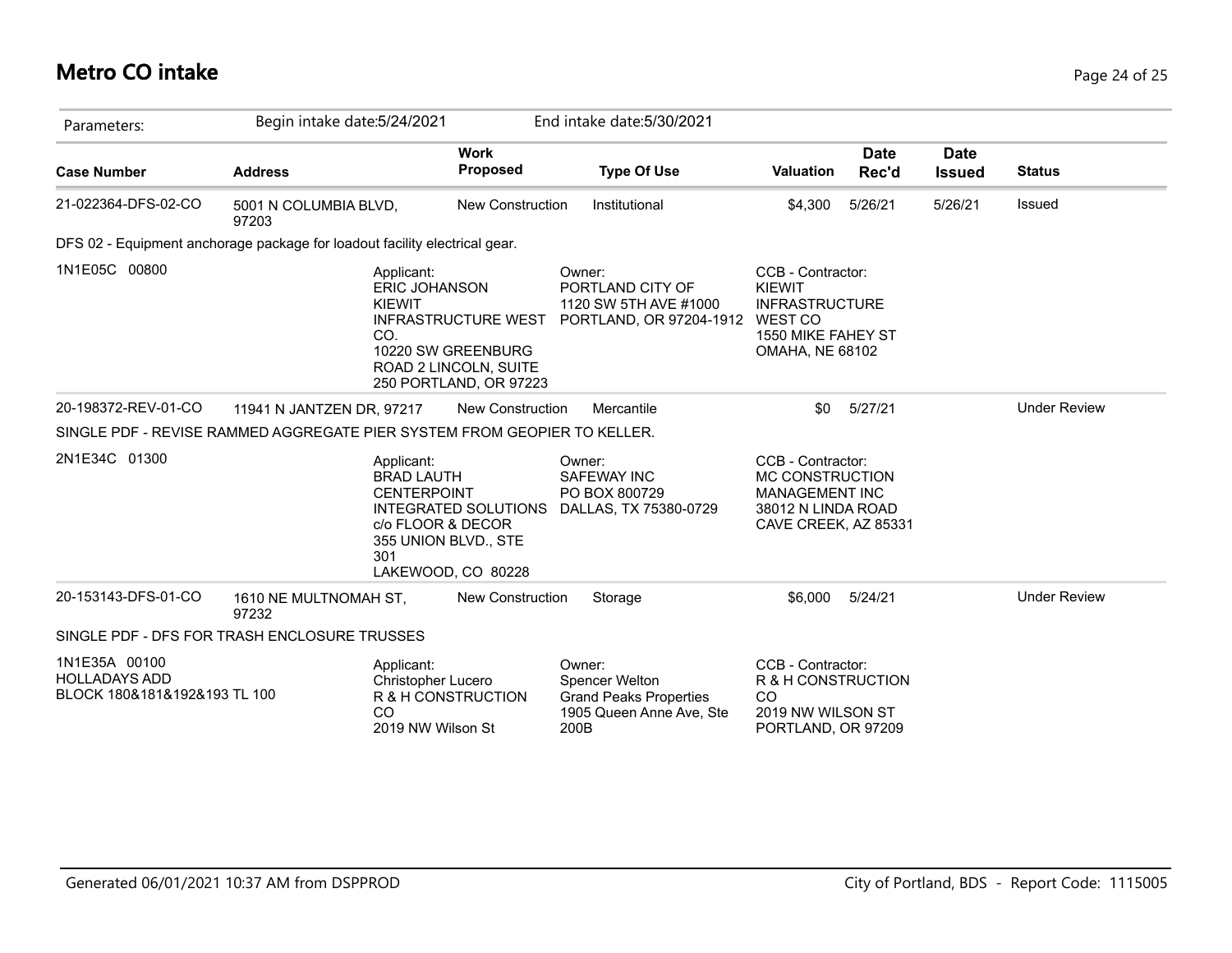# Metro CO intake

| Parameters: | Begin intake date:5/24/2021 | | End intake date:5/30/2021 | | | | |
|---|---|---|---|---|---|---|---|
| **Case Number** | **Address** | **Work Proposed** | **Type Of Use** | **Valuation** | **Date Rec'd** | **Date Issued** | **Status** |
| 21-022364-DFS-02-CO | 5001 N COLUMBIA BLVD, 97203 | New Construction | Institutional | $4,300 | 5/26/21 | 5/26/21 | Issued |
| DFS 02 - Equipment anchorage package for loadout facility electrical gear. | | | | | | | |
| 1N1E05C 00800 | Applicant: ERIC JOHANSON KIEWIT INFRASTRUCTURE WEST CO. 10220 SW GREENBURG ROAD 2 LINCOLN, SUITE 250 PORTLAND, OR 97223 | | Owner: PORTLAND CITY OF 1120 SW 5TH AVE #1000 PORTLAND, OR 97204-1912 | CCB - Contractor: KIEWIT INFRASTRUCTURE WEST CO 1550 MIKE FAHEY ST OMAHA, NE 68102 | | | |
| 20-198372-REV-01-CO | 11941 N JANTZEN DR, 97217 | New Construction | Mercantile | $0 | 5/27/21 | | Under Review |
| SINGLE PDF - REVISE RAMMED AGGREGATE PIER SYSTEM FROM GEOPIER TO KELLER. | | | | | | | |
| 2N1E34C 01300 | Applicant: BRAD LAUTH CENTERPOINT INTEGRATED SOLUTIONS c/o FLOOR & DECOR 355 UNION BLVD., STE 301 LAKEWOOD, CO 80228 | | Owner: SAFEWAY INC PO BOX 800729 DALLAS, TX 75380-0729 | CCB - Contractor: MC CONSTRUCTION MANAGEMENT INC 38012 N LINDA ROAD CAVE CREEK, AZ 85331 | | | |
| 20-153143-DFS-01-CO | 1610 NE MULTNOMAH ST, 97232 | New Construction | Storage | $6,000 | 5/24/21 | | Under Review |
| SINGLE PDF - DFS FOR TRASH ENCLOSURE TRUSSES | | | | | | | |
| 1N1E35A 00100 HOLLADAYS ADD BLOCK 180&181&192&193 TL 100 | Applicant: Christopher Lucero R & H CONSTRUCTION CO 2019 NW Wilson St | | Owner: Spencer Welton Grand Peaks Properties 1905 Queen Anne Ave, Ste 200B | CCB - Contractor: R & H CONSTRUCTION CO 2019 NW WILSON ST PORTLAND, OR 97209 | | | |

Generated 06/01/2021 10:37 AM from DSPPROD

City of Portland, BDS - Report Code: 1115005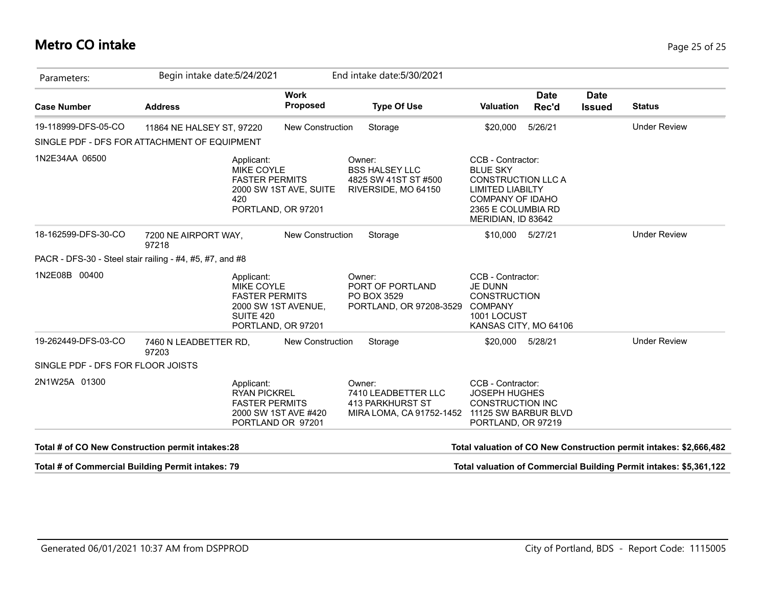# Metro CO intake

| Parameters: | Begin intake date:5/24/2021 | | End intake date:5/30/2021 | | | | |
|---|---|---|---|---|---|---|---|
| **Case Number** | **Address** | **Work Proposed** | **Type Of Use** | **Valuation** | **Date Rec'd** | **Date Issued** | **Status** |
| 19-118999-DFS-05-CO | 11864 NE HALSEY ST, 97220 | New Construction | Storage | $20,000 | 5/26/21 | | Under Review |
| SINGLE PDF - DFS FOR ATTACHMENT OF EQUIPMENT | | | | | | | |
| 1N2E34AA 06500 | Applicant: MIKE COYLE FASTER PERMITS 2000 SW 1ST AVE, SUITE 420 PORTLAND, OR 97201 | | Owner: BSS HALSEY LLC 4825 SW 41ST ST #500 RIVERSIDE, MO 64150 | CCB - Contractor: BLUE SKY CONSTRUCTION LLC A LIMITED LIABILTY COMPANY OF IDAHO 2365 E COLUMBIA RD MERIDIAN, ID 83642 | | | |
| 18-162599-DFS-30-CO | 7200 NE AIRPORT WAY, 97218 | New Construction | Storage | $10,000 | 5/27/21 | | Under Review |
| PACR - DFS-30 - Steel stair railing - #4, #5, #7, and #8 | | | | | | | |
| 1N2E08B 00400 | Applicant: MIKE COYLE FASTER PERMITS 2000 SW 1ST AVENUE, SUITE 420 PORTLAND, OR 97201 | | Owner: PORT OF PORTLAND PO BOX 3529 PORTLAND, OR 97208-3529 | CCB - Contractor: JE DUNN CONSTRUCTION COMPANY 1001 LOCUST KANSAS CITY, MO 64106 | | | |
| 19-262449-DFS-03-CO | 7460 N LEADBETTER RD, 97203 | New Construction | Storage | $20,000 | 5/28/21 | | Under Review |
| SINGLE PDF - DFS FOR FLOOR JOISTS | | | | | | | |
| 2N1W25A 01300 | Applicant: RYAN PICKREL FASTER PERMITS 2000 SW 1ST AVE #420 PORTLAND OR 97201 | | Owner: 7410 LEADBETTER LLC 413 PARKHURST ST MIRA LOMA, CA 91752-1452 | CCB - Contractor: JOSEPH HUGHES CONSTRUCTION INC 11125 SW BARBUR BLVD PORTLAND, OR 97219 | | | |

**Total # of CO New Construction permit intakes:28** — **Total valuation of CO New Construction permit intakes: $2,666,482**

**Total # of Commercial Building Permit intakes: 79** — **Total valuation of Commercial Building Permit intakes: $5,361,122**

Generated 06/01/2021 10:37 AM from DSPPROD — City of Portland, BDS - Report Code: 1115005